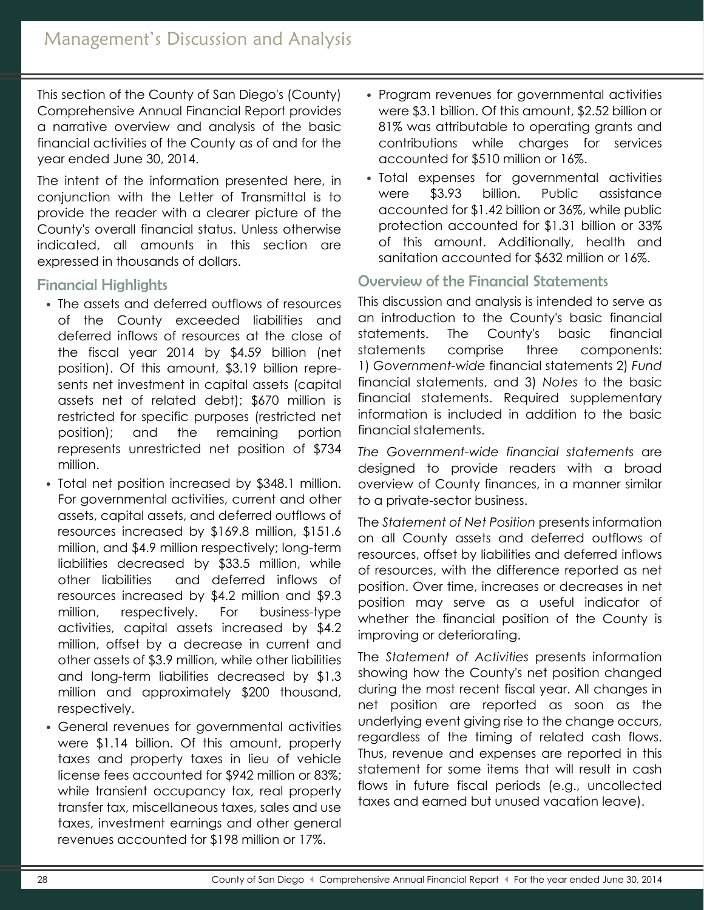# Management's Discussion and Analysis

This section of the County of San Diego's (County) Comprehensive Annual Financial Report provides a narrative overview and analysis of the basic financial activities of the County as of and for the year ended June 30, 2014.

The intent of the information presented here, in conjunction with the Letter of Transmittal is to provide the reader with a clearer picture of the County's overall financial status. Unless otherwise indicated, all amounts in this section are expressed in thousands of dollars.

## Financial Highlights

- The assets and deferred outflows of resources of the County exceeded liabilities and deferred inflows of resources at the close of the fiscal year 2014 by $4.59 billion (net position). Of this amount, $3.19 billion represents net investment in capital assets (capital assets net of related debt); $670 million is restricted for specific purposes (restricted net position); and the remaining portion represents unrestricted net position of $734 million.
- Total net position increased by $348.1 million. For governmental activities, current and other assets, capital assets, and deferred outflows of resources increased by $169.8 million, $151.6 million, and $4.9 million respectively; long-term liabilities decreased by $33.5 million, while other liabilities and deferred inflows of resources increased by $4.2 million and $9.3 million, respectively. For business-type activities, capital assets increased by $4.2 million, offset by a decrease in current and other assets of $3.9 million, while other liabilities and long-term liabilities decreased by $1.3 million and approximately $200 thousand, respectively.
- General revenues for governmental activities were $1.14 billion. Of this amount, property taxes and property taxes in lieu of vehicle license fees accounted for $942 million or 83%; while transient occupancy tax, real property transfer tax, miscellaneous taxes, sales and use taxes, investment earnings and other general revenues accounted for $198 million or 17%.
- Program revenues for governmental activities were $3.1 billion. Of this amount, $2.52 billion or 81% was attributable to operating grants and contributions while charges for services accounted for $510 million or 16%.
- Total expenses for governmental activities were $3.93 billion. Public assistance accounted for $1.42 billion or 36%, while public protection accounted for $1.31 billion or 33% of this amount. Additionally, health and sanitation accounted for $632 million or 16%.

## Overview of the Financial Statements

This discussion and analysis is intended to serve as an introduction to the County's basic financial statements. The County's basic financial statements comprise three components: 1) *Government-wide* financial statements 2) *Fund* financial statements, and 3) *Notes* to the basic financial statements. Required supplementary information is included in addition to the basic financial statements.

*The Government-wide financial statements* are designed to provide readers with a broad overview of County finances, in a manner similar to a private-sector business.

The *Statement of Net Position* presents information on all County assets and deferred outflows of resources, offset by liabilities and deferred inflows of resources, with the difference reported as net position. Over time, increases or decreases in net position may serve as a useful indicator of whether the financial position of the County is improving or deteriorating.

The *Statement of Activities* presents information showing how the County's net position changed during the most recent fiscal year. All changes in net position are reported as soon as the underlying event giving rise to the change occurs, regardless of the timing of related cash flows. Thus, revenue and expenses are reported in this statement for some items that will result in cash flows in future fiscal periods (e.g., uncollected taxes and earned but unused vacation leave).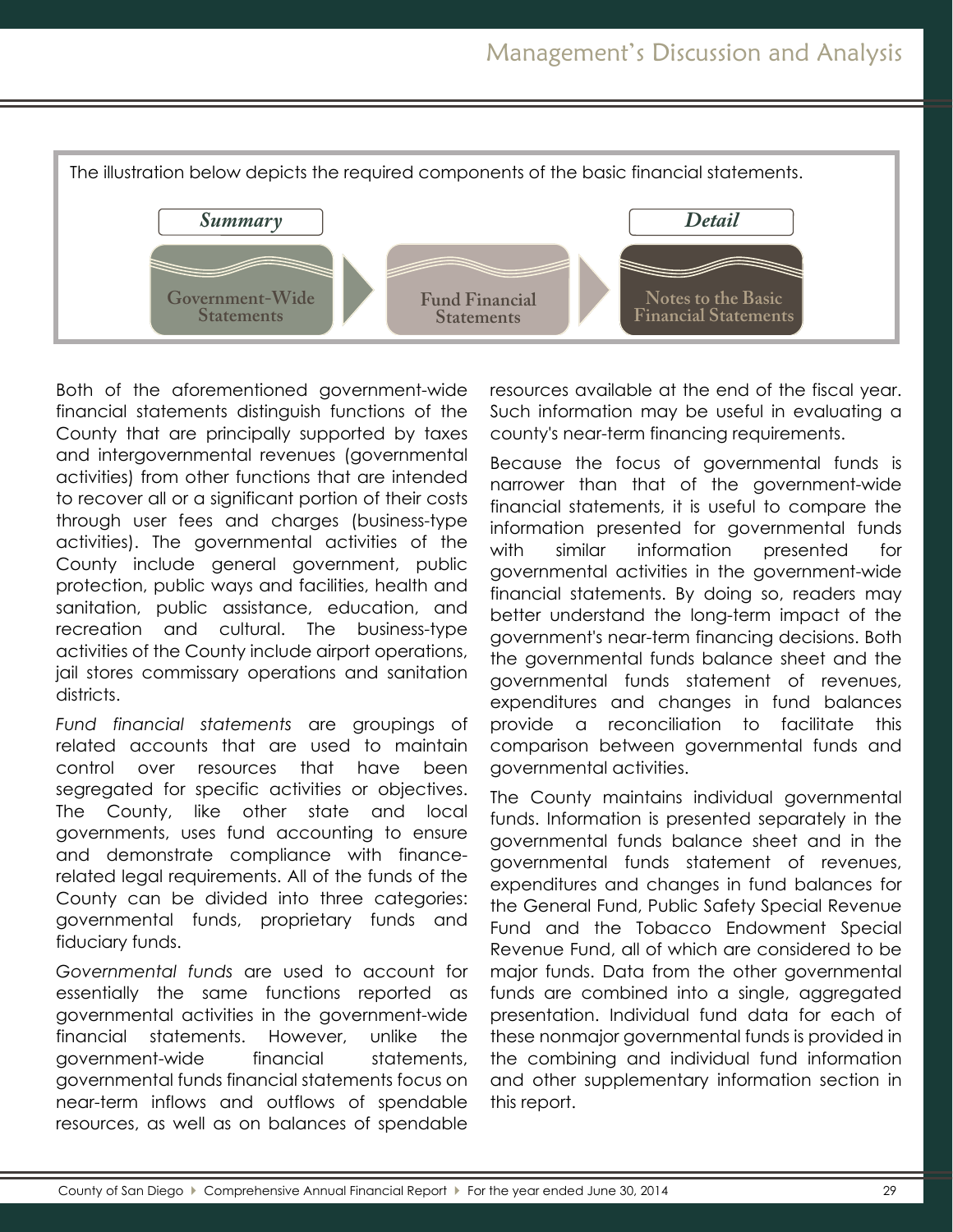The illustration below depicts the required components of the basic financial statements.

*Summary* → *Detail*

Government-Wide Statements → Fund Financial Statements → Notes to the Basic Financial Statements

Both of the aforementioned government-wide financial statements distinguish functions of the County that are principally supported by taxes and intergovernmental revenues (governmental activities) from other functions that are intended to recover all or a significant portion of their costs through user fees and charges (business-type activities). The governmental activities of the County include general government, public protection, public ways and facilities, health and sanitation, public assistance, education, and recreation and cultural. The business-type activities of the County include airport operations, jail stores commissary operations and sanitation districts.

*Fund financial statements* are groupings of related accounts that are used to maintain control over resources that have been segregated for specific activities or objectives. The County, like other state and local governments, uses fund accounting to ensure and demonstrate compliance with finance-related legal requirements. All of the funds of the County can be divided into three categories: governmental funds, proprietary funds and fiduciary funds.

*Governmental funds* are used to account for essentially the same functions reported as governmental activities in the government-wide financial statements. However, unlike the government-wide financial statements, governmental funds financial statements focus on near-term inflows and outflows of spendable resources, as well as on balances of spendable resources available at the end of the fiscal year. Such information may be useful in evaluating a county's near-term financing requirements.

Because the focus of governmental funds is narrower than that of the government-wide financial statements, it is useful to compare the information presented for governmental funds with similar information presented for governmental activities in the government-wide financial statements. By doing so, readers may better understand the long-term impact of the government's near-term financing decisions. Both the governmental funds balance sheet and the governmental funds statement of revenues, expenditures and changes in fund balances provide a reconciliation to facilitate this comparison between governmental funds and governmental activities.

The County maintains individual governmental funds. Information is presented separately in the governmental funds balance sheet and in the governmental funds statement of revenues, expenditures and changes in fund balances for the General Fund, Public Safety Special Revenue Fund and the Tobacco Endowment Special Revenue Fund, all of which are considered to be major funds. Data from the other governmental funds are combined into a single, aggregated presentation. Individual fund data for each of these nonmajor governmental funds is provided in the combining and individual fund information and other supplementary information section in this report.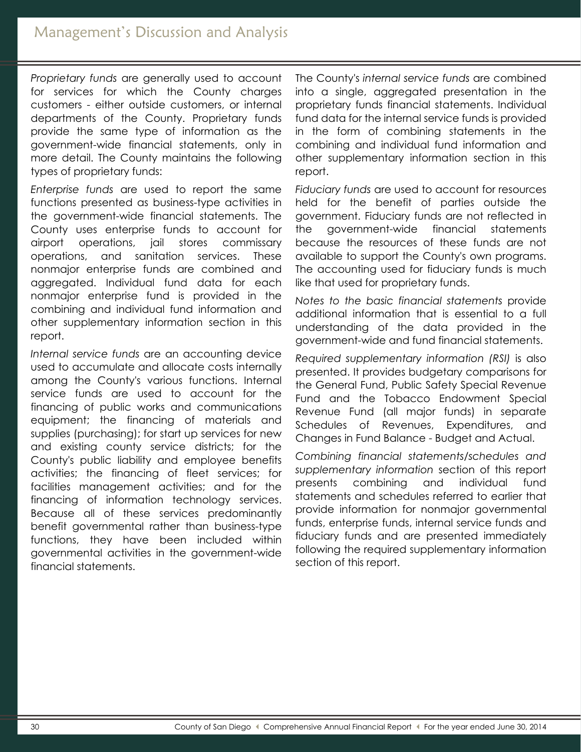*Proprietary funds* are generally used to account for services for which the County charges customers - either outside customers, or internal departments of the County. Proprietary funds provide the same type of information as the government-wide financial statements, only in more detail. The County maintains the following types of proprietary funds:

*Enterprise funds* are used to report the same functions presented as business-type activities in the government-wide financial statements. The County uses enterprise funds to account for airport operations, jail stores commissary operations, and sanitation services. These nonmajor enterprise funds are combined and aggregated. Individual fund data for each nonmajor enterprise fund is provided in the combining and individual fund information and other supplementary information section in this report.

*Internal service funds* are an accounting device used to accumulate and allocate costs internally among the County's various functions. Internal service funds are used to account for the financing of public works and communications equipment; the financing of materials and supplies (purchasing); for start up services for new and existing county service districts; for the County's public liability and employee benefits activities; the financing of fleet services; for facilities management activities; and for the financing of information technology services. Because all of these services predominantly benefit governmental rather than business-type functions, they have been included within governmental activities in the government-wide financial statements.

The County's *internal service funds* are combined into a single, aggregated presentation in the proprietary funds financial statements. Individual fund data for the internal service funds is provided in the form of combining statements in the combining and individual fund information and other supplementary information section in this report.

*Fiduciary funds* are used to account for resources held for the benefit of parties outside the government. Fiduciary funds are not reflected in the government-wide financial statements because the resources of these funds are not available to support the County's own programs. The accounting used for fiduciary funds is much like that used for proprietary funds.

*Notes to the basic financial statements* provide additional information that is essential to a full understanding of the data provided in the government-wide and fund financial statements.

*Required supplementary information (RSI)* is also presented. It provides budgetary comparisons for the General Fund, Public Safety Special Revenue Fund and the Tobacco Endowment Special Revenue Fund (all major funds) in separate Schedules of Revenues, Expenditures, and Changes in Fund Balance - Budget and Actual.

*Combining financial statements/schedules and supplementary information* section of this report presents combining and individual fund statements and schedules referred to earlier that provide information for nonmajor governmental funds, enterprise funds, internal service funds and fiduciary funds and are presented immediately following the required supplementary information section of this report.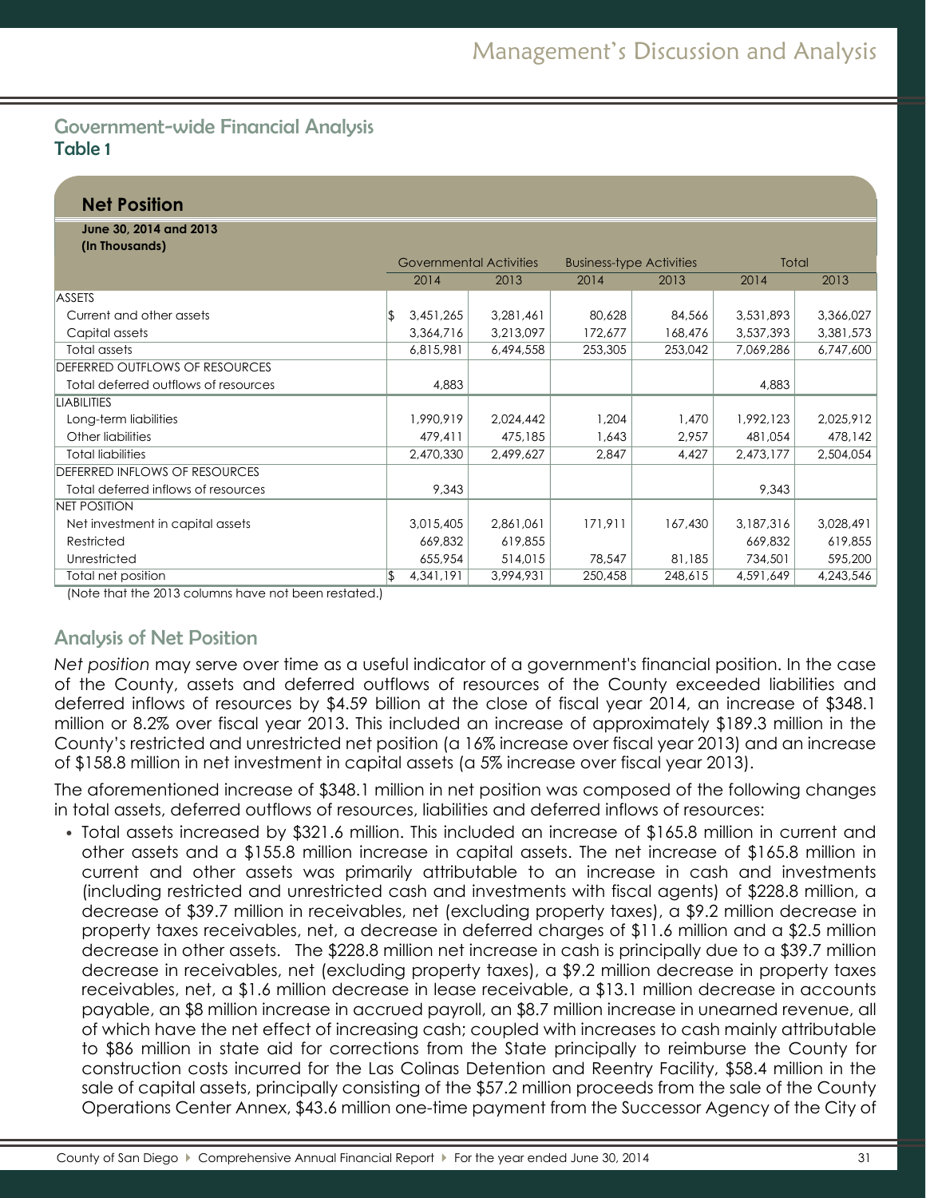## Government-wide Financial Analysis

### Table 1

**Net Position**

**June 30, 2014 and 2013**
**(In Thousands)**

| | Governmental Activities | | Business-type Activities | | Total | |
|---|---|---|---|---|---|---|
| | 2014 | 2013 | 2014 | 2013 | 2014 | 2013 |
| ASSETS | | | | | | |
| Current and other assets | $ 3,451,265 | 3,281,461 | 80,628 | 84,566 | 3,531,893 | 3,366,027 |
| Capital assets | 3,364,716 | 3,213,097 | 172,677 | 168,476 | 3,537,393 | 3,381,573 |
| Total assets | 6,815,981 | 6,494,558 | 253,305 | 253,042 | 7,069,286 | 6,747,600 |
| DEFERRED OUTFLOWS OF RESOURCES | | | | | | |
| Total deferred outflows of resources | 4,883 | | | | 4,883 | |
| LIABILITIES | | | | | | |
| Long-term liabilities | 1,990,919 | 2,024,442 | 1,204 | 1,470 | 1,992,123 | 2,025,912 |
| Other liabilities | 479,411 | 475,185 | 1,643 | 2,957 | 481,054 | 478,142 |
| Total liabilities | 2,470,330 | 2,499,627 | 2,847 | 4,427 | 2,473,177 | 2,504,054 |
| DEFERRED INFLOWS OF RESOURCES | | | | | | |
| Total deferred inflows of resources | 9,343 | | | | 9,343 | |
| NET POSITION | | | | | | |
| Net investment in capital assets | 3,015,405 | 2,861,061 | 171,911 | 167,430 | 3,187,316 | 3,028,491 |
| Restricted | 669,832 | 619,855 | | | 669,832 | 619,855 |
| Unrestricted | 655,954 | 514,015 | 78,547 | 81,185 | 734,501 | 595,200 |
| Total net position | $ 4,341,191 | 3,994,931 | 250,458 | 248,615 | 4,591,649 | 4,243,546 |

(Note that the 2013 columns have not been restated.)

## Analysis of Net Position

*Net position* may serve over time as a useful indicator of a government's financial position. In the case of the County, assets and deferred outflows of resources of the County exceeded liabilities and deferred inflows of resources by $4.59 billion at the close of fiscal year 2014, an increase of $348.1 million or 8.2% over fiscal year 2013. This included an increase of approximately $189.3 million in the County's restricted and unrestricted net position (a 16% increase over fiscal year 2013) and an increase of $158.8 million in net investment in capital assets (a 5% increase over fiscal year 2013).

The aforementioned increase of $348.1 million in net position was composed of the following changes in total assets, deferred outflows of resources, liabilities and deferred inflows of resources:

- Total assets increased by $321.6 million. This included an increase of $165.8 million in current and other assets and a $155.8 million increase in capital assets. The net increase of $165.8 million in current and other assets was primarily attributable to an increase in cash and investments (including restricted and unrestricted cash and investments with fiscal agents) of $228.8 million, a decrease of $39.7 million in receivables, net (excluding property taxes), a $9.2 million decrease in property taxes receivables, net, a decrease in deferred charges of $11.6 million and a $2.5 million decrease in other assets. The $228.8 million net increase in cash is principally due to a $39.7 million decrease in receivables, net (excluding property taxes), a $9.2 million decrease in property taxes receivables, net, a $1.6 million decrease in lease receivable, a $13.1 million decrease in accounts payable, an $8 million increase in accrued payroll, an $8.7 million increase in unearned revenue, all of which have the net effect of increasing cash; coupled with increases to cash mainly attributable to $86 million in state aid for corrections from the State principally to reimburse the County for construction costs incurred for the Las Colinas Detention and Reentry Facility, $58.4 million in the sale of capital assets, principally consisting of the $57.2 million proceeds from the sale of the County Operations Center Annex, $43.6 million one-time payment from the Successor Agency of the City of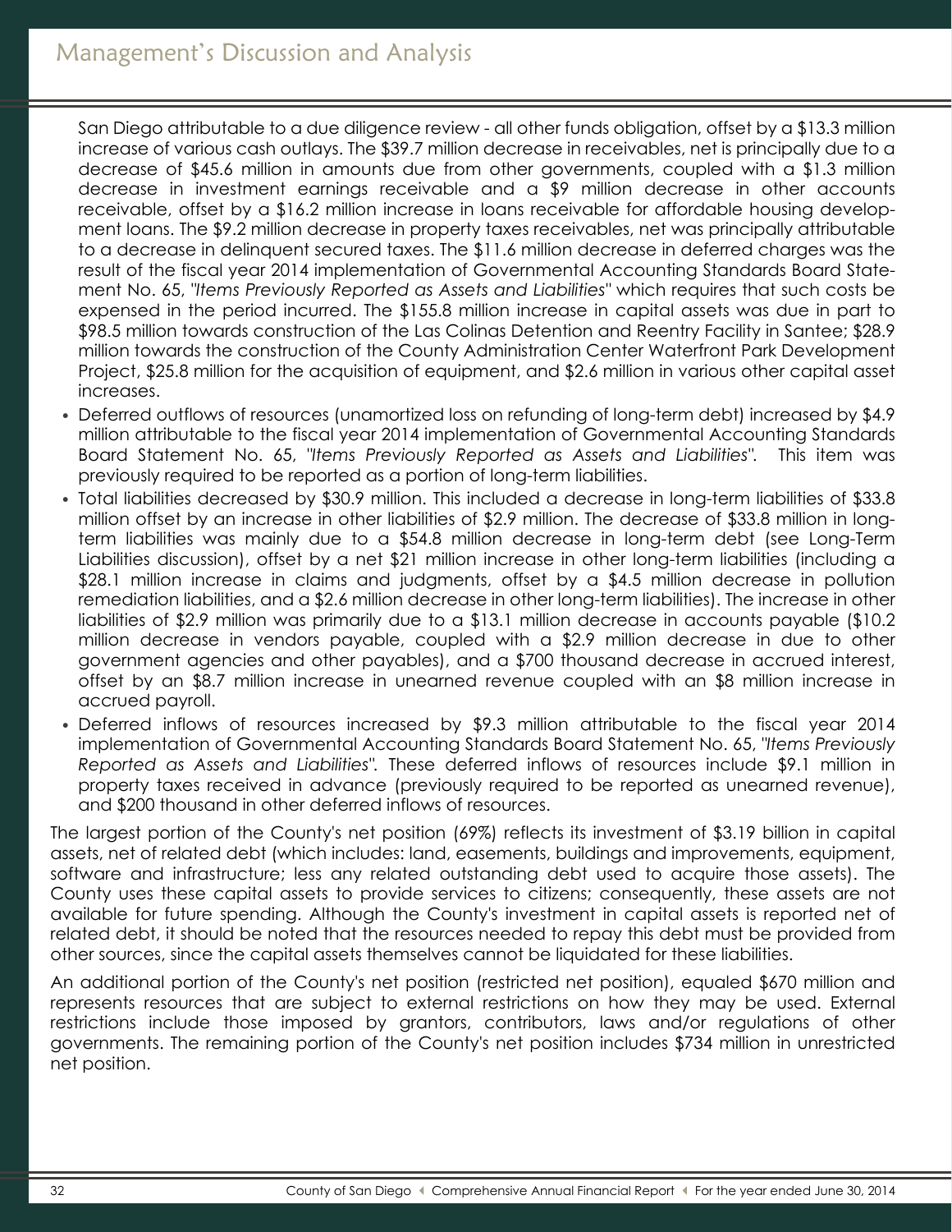San Diego attributable to a due diligence review - all other funds obligation, offset by a $13.3 million increase of various cash outlays. The $39.7 million decrease in receivables, net is principally due to a decrease of $45.6 million in amounts due from other governments, coupled with a $1.3 million decrease in investment earnings receivable and a $9 million decrease in other accounts receivable, offset by a $16.2 million increase in loans receivable for affordable housing development loans. The $9.2 million decrease in property taxes receivables, net was principally attributable to a decrease in delinquent secured taxes. The $11.6 million decrease in deferred charges was the result of the fiscal year 2014 implementation of Governmental Accounting Standards Board Statement No. 65, *"Items Previously Reported as Assets and Liabilities"* which requires that such costs be expensed in the period incurred. The $155.8 million increase in capital assets was due in part to $98.5 million towards construction of the Las Colinas Detention and Reentry Facility in Santee; $28.9 million towards the construction of the County Administration Center Waterfront Park Development Project, $25.8 million for the acquisition of equipment, and $2.6 million in various other capital asset increases.

- Deferred outflows of resources (unamortized loss on refunding of long-term debt) increased by $4.9 million attributable to the fiscal year 2014 implementation of Governmental Accounting Standards Board Statement No. 65, *"Items Previously Reported as Assets and Liabilities"*. This item was previously required to be reported as a portion of long-term liabilities.
- Total liabilities decreased by $30.9 million. This included a decrease in long-term liabilities of $33.8 million offset by an increase in other liabilities of $2.9 million. The decrease of $33.8 million in long-term liabilities was mainly due to a $54.8 million decrease in long-term debt (see Long-Term Liabilities discussion), offset by a net $21 million increase in other long-term liabilities (including a $28.1 million increase in claims and judgments, offset by a $4.5 million decrease in pollution remediation liabilities, and a $2.6 million decrease in other long-term liabilities). The increase in other liabilities of $2.9 million was primarily due to a $13.1 million decrease in accounts payable ($10.2 million decrease in vendors payable, coupled with a $2.9 million decrease in due to other government agencies and other payables), and a $700 thousand decrease in accrued interest, offset by an $8.7 million increase in unearned revenue coupled with an $8 million increase in accrued payroll.
- Deferred inflows of resources increased by $9.3 million attributable to the fiscal year 2014 implementation of Governmental Accounting Standards Board Statement No. 65, *"Items Previously Reported as Assets and Liabilities"*. These deferred inflows of resources include $9.1 million in property taxes received in advance (previously required to be reported as unearned revenue), and $200 thousand in other deferred inflows of resources.

The largest portion of the County's net position (69%) reflects its investment of $3.19 billion in capital assets, net of related debt (which includes: land, easements, buildings and improvements, equipment, software and infrastructure; less any related outstanding debt used to acquire those assets). The County uses these capital assets to provide services to citizens; consequently, these assets are not available for future spending. Although the County's investment in capital assets is reported net of related debt, it should be noted that the resources needed to repay this debt must be provided from other sources, since the capital assets themselves cannot be liquidated for these liabilities.

An additional portion of the County's net position (restricted net position), equaled $670 million and represents resources that are subject to external restrictions on how they may be used. External restrictions include those imposed by grantors, contributors, laws and/or regulations of other governments. The remaining portion of the County's net position includes $734 million in unrestricted net position.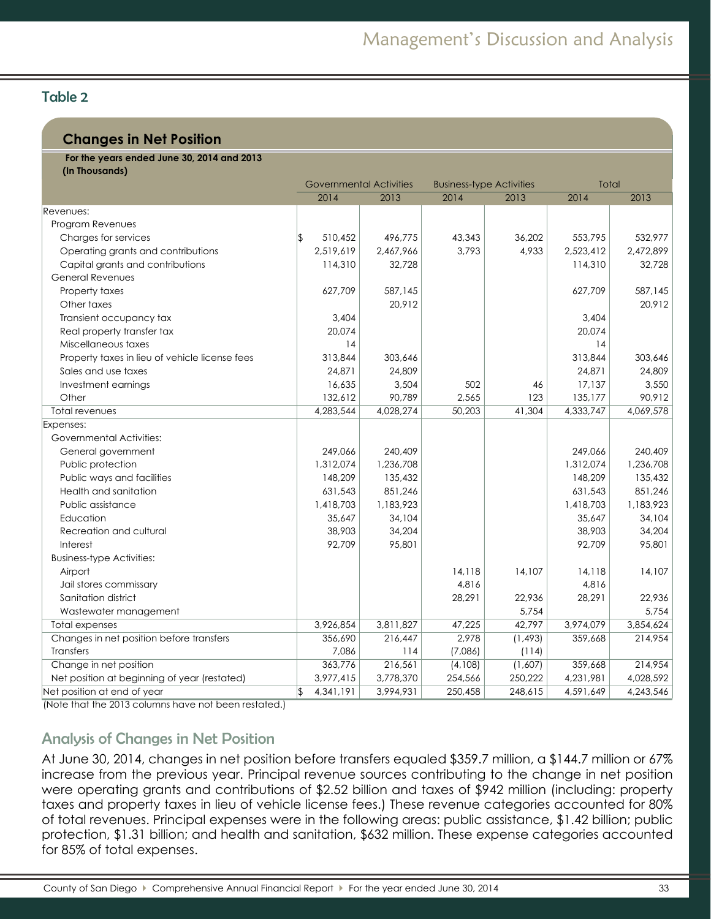## Table 2

### Changes in Net Position

**For the years ended June 30, 2014 and 2013**
**(In Thousands)**

| | Governmental Activities | | Business-type Activities | | Total | |
|---|---|---|---|---|---|---|
| | 2014 | 2013 | 2014 | 2013 | 2014 | 2013 |
| Revenues: | | | | | | |
| Program Revenues | | | | | | |
| Charges for services | $ 510,452 | 496,775 | 43,343 | 36,202 | 553,795 | 532,977 |
| Operating grants and contributions | 2,519,619 | 2,467,966 | 3,793 | 4,933 | 2,523,412 | 2,472,899 |
| Capital grants and contributions | 114,310 | 32,728 | | | 114,310 | 32,728 |
| General Revenues | | | | | | |
| Property taxes | 627,709 | 587,145 | | | 627,709 | 587,145 |
| Other taxes | | 20,912 | | | | 20,912 |
| Transient occupancy tax | 3,404 | | | | 3,404 | |
| Real property transfer tax | 20,074 | | | | 20,074 | |
| Miscellaneous taxes | 14 | | | | 14 | |
| Property taxes in lieu of vehicle license fees | 313,844 | 303,646 | | | 313,844 | 303,646 |
| Sales and use taxes | 24,871 | 24,809 | | | 24,871 | 24,809 |
| Investment earnings | 16,635 | 3,504 | 502 | 46 | 17,137 | 3,550 |
| Other | 132,612 | 90,789 | 2,565 | 123 | 135,177 | 90,912 |
| Total revenues | 4,283,544 | 4,028,274 | 50,203 | 41,304 | 4,333,747 | 4,069,578 |
| Expenses: | | | | | | |
| Governmental Activities: | | | | | | |
| General government | 249,066 | 240,409 | | | 249,066 | 240,409 |
| Public protection | 1,312,074 | 1,236,708 | | | 1,312,074 | 1,236,708 |
| Public ways and facilities | 148,209 | 135,432 | | | 148,209 | 135,432 |
| Health and sanitation | 631,543 | 851,246 | | | 631,543 | 851,246 |
| Public assistance | 1,418,703 | 1,183,923 | | | 1,418,703 | 1,183,923 |
| Education | 35,647 | 34,104 | | | 35,647 | 34,104 |
| Recreation and cultural | 38,903 | 34,204 | | | 38,903 | 34,204 |
| Interest | 92,709 | 95,801 | | | 92,709 | 95,801 |
| Business-type Activities: | | | | | | |
| Airport | | | 14,118 | 14,107 | 14,118 | 14,107 |
| Jail stores commissary | | | 4,816 | | 4,816 | |
| Sanitation district | | | 28,291 | 22,936 | 28,291 | 22,936 |
| Wastewater management | | | | 5,754 | | 5,754 |
| Total expenses | 3,926,854 | 3,811,827 | 47,225 | 42,797 | 3,974,079 | 3,854,624 |
| Changes in net position before transfers | 356,690 | 216,447 | 2,978 | (1,493) | 359,668 | 214,954 |
| Transfers | 7,086 | 114 | (7,086) | (114) | | |
| Change in net position | 363,776 | 216,561 | (4,108) | (1,607) | 359,668 | 214,954 |
| Net position at beginning of year (restated) | 3,977,415 | 3,778,370 | 254,566 | 250,222 | 4,231,981 | 4,028,592 |
| Net position at end of year | $ 4,341,191 | 3,994,931 | 250,458 | 248,615 | 4,591,649 | 4,243,546 |

(Note that the 2013 columns have not been restated.)

## Analysis of Changes in Net Position

At June 30, 2014, changes in net position before transfers equaled $359.7 million, a $144.7 million or 67% increase from the previous year. Principal revenue sources contributing to the change in net position were operating grants and contributions of $2.52 billion and taxes of $942 million (including: property taxes and property taxes in lieu of vehicle license fees.) These revenue categories accounted for 80% of total revenues. Principal expenses were in the following areas: public assistance, $1.42 billion; public protection, $1.31 billion; and health and sanitation, $632 million. These expense categories accounted for 85% of total expenses.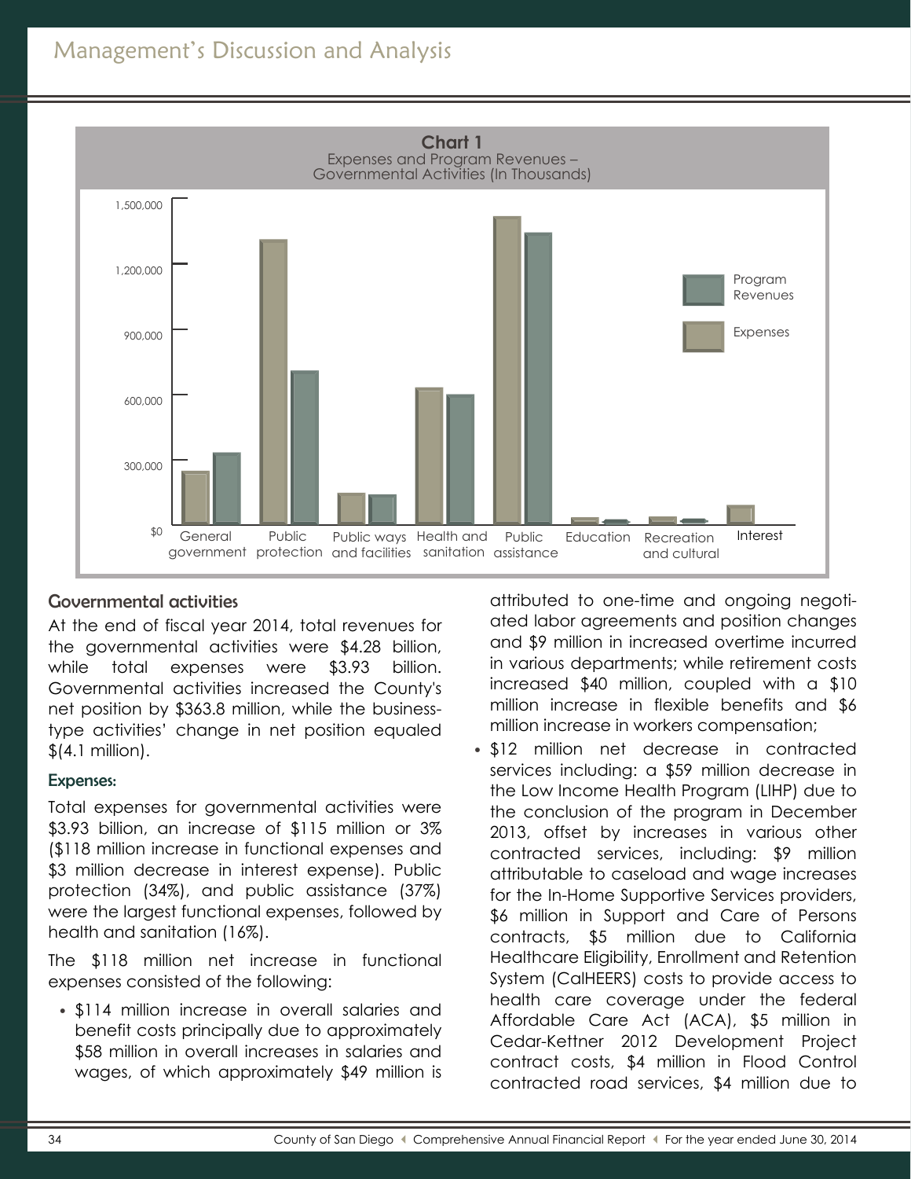**Chart 1**
Expenses and Program Revenues – Governmental Activities (In Thousands)

## Governmental activities

At the end of fiscal year 2014, total revenues for the governmental activities were $4.28 billion, while total expenses were $3.93 billion. Governmental activities increased the County's net position by $363.8 million, while the business-type activities' change in net position equaled $(4.1 million).

### Expenses:

Total expenses for governmental activities were $3.93 billion, an increase of $115 million or 3% ($118 million increase in functional expenses and $3 million decrease in interest expense). Public protection (34%), and public assistance (37%) were the largest functional expenses, followed by health and sanitation (16%).

The $118 million net increase in functional expenses consisted of the following:

- $114 million increase in overall salaries and benefit costs principally due to approximately $58 million in overall increases in salaries and wages, of which approximately $49 million is attributed to one-time and ongoing negotiated labor agreements and position changes and $9 million in increased overtime incurred in various departments; while retirement costs increased $40 million, coupled with a $10 million increase in flexible benefits and $6 million increase in workers compensation;
- $12 million net decrease in contracted services including: a $59 million decrease in the Low Income Health Program (LIHP) due to the conclusion of the program in December 2013, offset by increases in various other contracted services, including: $9 million attributable to caseload and wage increases for the In-Home Supportive Services providers, $6 million in Support and Care of Persons contracts, $5 million due to California Healthcare Eligibility, Enrollment and Retention System (CalHEERS) costs to provide access to health care coverage under the federal Affordable Care Act (ACA), $5 million in Cedar-Kettner 2012 Development Project contract costs, $4 million in Flood Control contracted road services, $4 million due to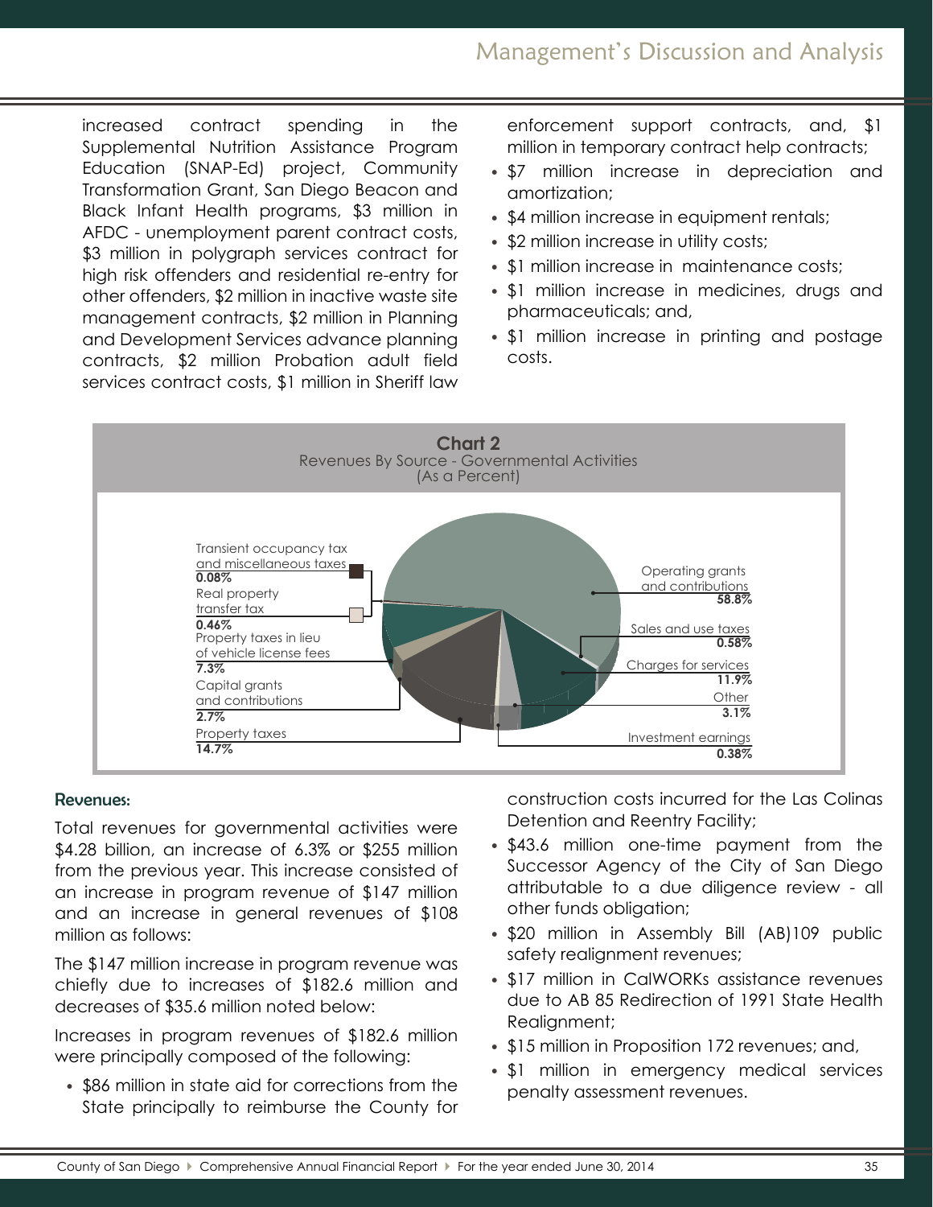increased contract spending in the Supplemental Nutrition Assistance Program Education (SNAP-Ed) project, Community Transformation Grant, San Diego Beacon and Black Infant Health programs, $3 million in AFDC - unemployment parent contract costs, $3 million in polygraph services contract for high risk offenders and residential re-entry for other offenders, $2 million in inactive waste site management contracts, $2 million in Planning and Development Services advance planning contracts, $2 million Probation adult field services contract costs, $1 million in Sheriff law enforcement support contracts, and, $1 million in temporary contract help contracts;

- $7 million increase in depreciation and amortization;
- $4 million increase in equipment rentals;
- $2 million increase in utility costs;
- $1 million increase in maintenance costs;
- $1 million increase in medicines, drugs and pharmaceuticals; and,
- $1 million increase in printing and postage costs.

**Chart 2**
Revenues By Source - Governmental Activities
(As a Percent)

| Source | Percent |
|---|---|
| Operating grants and contributions | 58.8% |
| Sales and use taxes | 0.58% |
| Charges for services | 11.9% |
| Other | 3.1% |
| Investment earnings | 0.38% |
| Property taxes | 14.7% |
| Capital grants and contributions | 2.7% |
| Property taxes in lieu of vehicle license fees | 7.3% |
| Real property transfer tax | 0.46% |
| Transient occupancy tax and miscellaneous taxes | 0.08% |

### Revenues:

Total revenues for governmental activities were $4.28 billion, an increase of 6.3% or $255 million from the previous year. This increase consisted of an increase in program revenue of $147 million and an increase in general revenues of $108 million as follows:

The $147 million increase in program revenue was chiefly due to increases of $182.6 million and decreases of $35.6 million noted below:

Increases in program revenues of $182.6 million were principally composed of the following:

- $86 million in state aid for corrections from the State principally to reimburse the County for construction costs incurred for the Las Colinas Detention and Reentry Facility;
- $43.6 million one-time payment from the Successor Agency of the City of San Diego attributable to a due diligence review - all other funds obligation;
- $20 million in Assembly Bill (AB)109 public safety realignment revenues;
- $17 million in CalWORKs assistance revenues due to AB 85 Redirection of 1991 State Health Realignment;
- $15 million in Proposition 172 revenues; and,
- $1 million in emergency medical services penalty assessment revenues.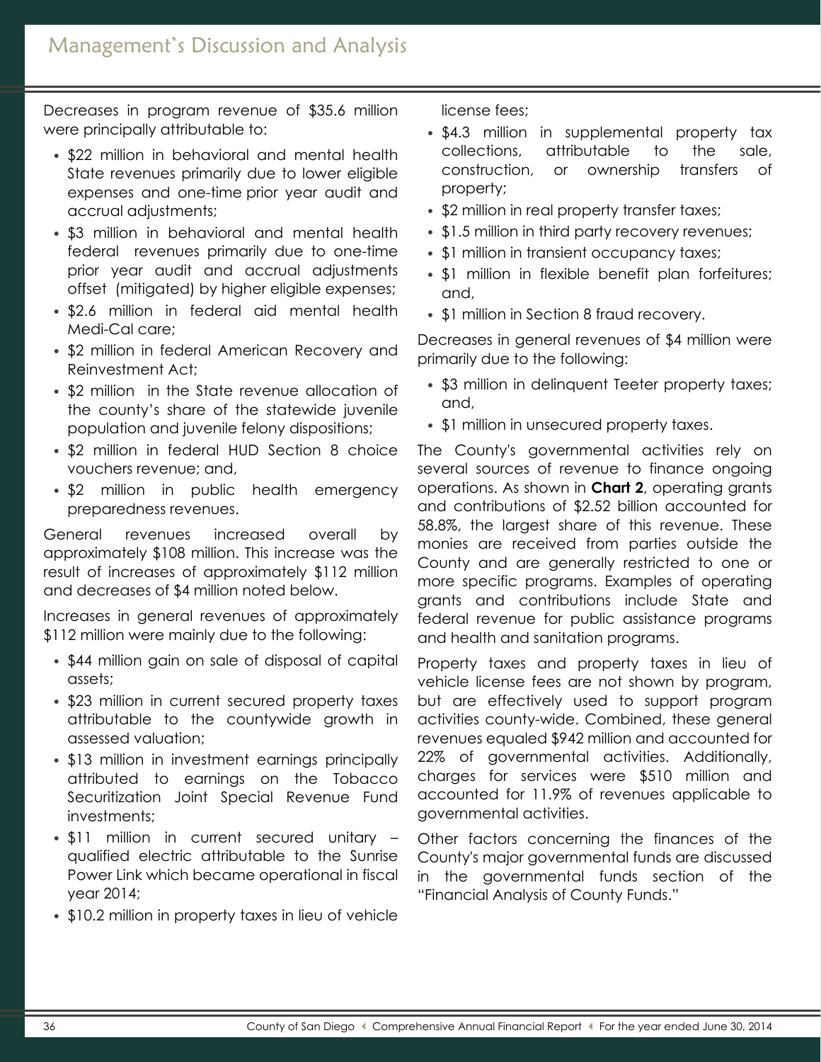Decreases in program revenue of $35.6 million were principally attributable to:

- $22 million in behavioral and mental health State revenues primarily due to lower eligible expenses and one-time prior year audit and accrual adjustments;
- $3 million in behavioral and mental health federal revenues primarily due to one-time prior year audit and accrual adjustments offset (mitigated) by higher eligible expenses;
- $2.6 million in federal aid mental health Medi-Cal care;
- $2 million in federal American Recovery and Reinvestment Act;
- $2 million in the State revenue allocation of the county's share of the statewide juvenile population and juvenile felony dispositions;
- $2 million in federal HUD Section 8 choice vouchers revenue; and,
- $2 million in public health emergency preparedness revenues.

General revenues increased overall by approximately $108 million. This increase was the result of increases of approximately $112 million and decreases of $4 million noted below.

Increases in general revenues of approximately $112 million were mainly due to the following:

- $44 million gain on sale of disposal of capital assets;
- $23 million in current secured property taxes attributable to the countywide growth in assessed valuation;
- $13 million in investment earnings principally attributed to earnings on the Tobacco Securitization Joint Special Revenue Fund investments;
- $11 million in current secured unitary – qualified electric attributable to the Sunrise Power Link which became operational in fiscal year 2014;
- $10.2 million in property taxes in lieu of vehicle license fees;
- $4.3 million in supplemental property tax collections, attributable to the sale, construction, or ownership transfers of property;
- $2 million in real property transfer taxes;
- $1.5 million in third party recovery revenues;
- $1 million in transient occupancy taxes;
- $1 million in flexible benefit plan forfeitures; and,
- $1 million in Section 8 fraud recovery.

Decreases in general revenues of $4 million were primarily due to the following:

- $3 million in delinquent Teeter property taxes; and,
- $1 million in unsecured property taxes.

The County's governmental activities rely on several sources of revenue to finance ongoing operations. As shown in **Chart 2**, operating grants and contributions of $2.52 billion accounted for 58.8%, the largest share of this revenue. These monies are received from parties outside the County and are generally restricted to one or more specific programs. Examples of operating grants and contributions include State and federal revenue for public assistance programs and health and sanitation programs.

Property taxes and property taxes in lieu of vehicle license fees are not shown by program, but are effectively used to support program activities county-wide. Combined, these general revenues equaled $942 million and accounted for 22% of governmental activities. Additionally, charges for services were $510 million and accounted for 11.9% of revenues applicable to governmental activities.

Other factors concerning the finances of the County's major governmental funds are discussed in the governmental funds section of the "Financial Analysis of County Funds."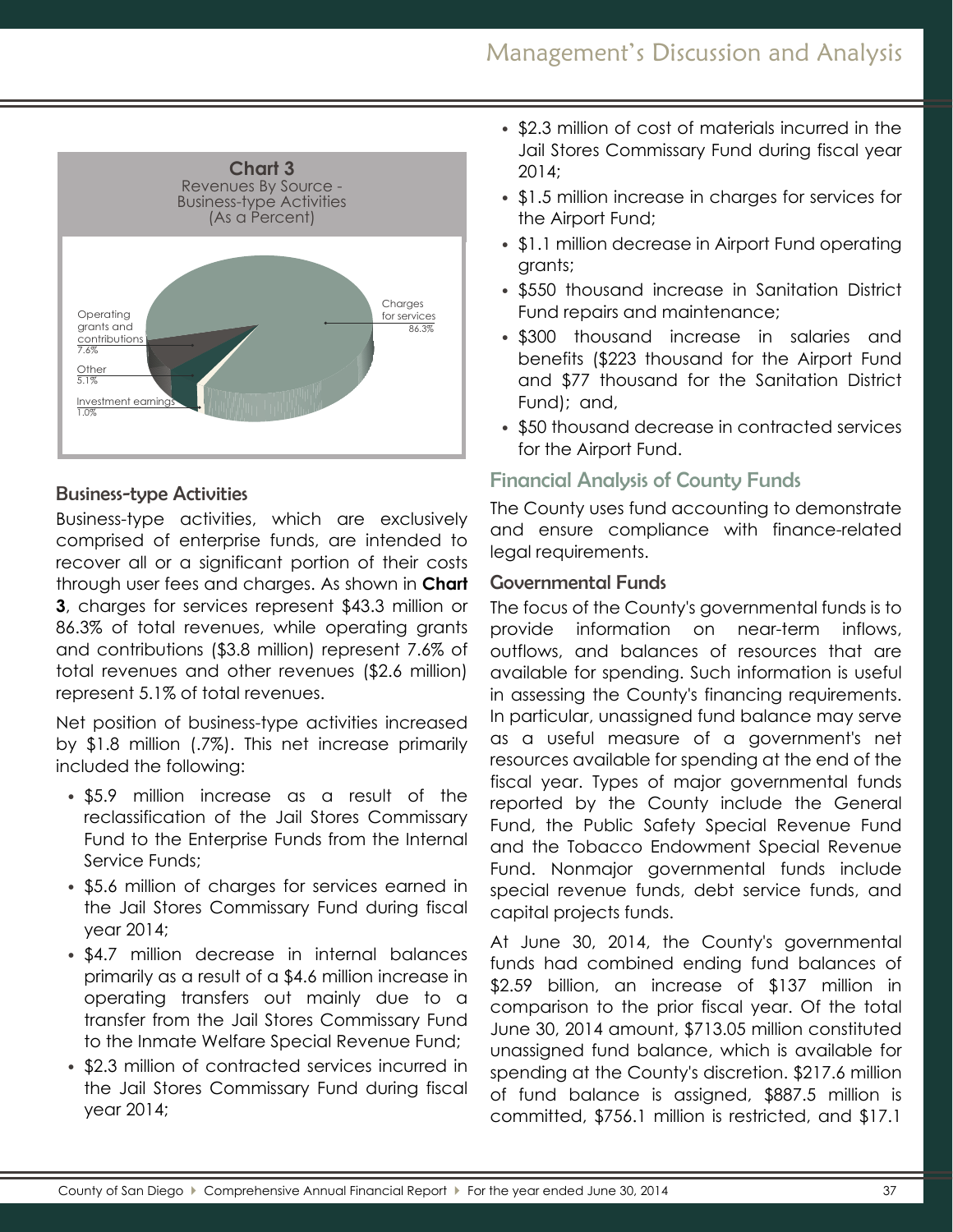**Chart 3**
Revenues By Source -
Business-type Activities
(As a Percent)

Charges for services 86.3%
Operating grants and contributions 7.6%
Other 5.1%
Investment earnings 1.0%

### Business-type Activities

Business-type activities, which are exclusively comprised of enterprise funds, are intended to recover all or a significant portion of their costs through user fees and charges. As shown in **Chart 3**, charges for services represent $43.3 million or 86.3% of total revenues, while operating grants and contributions ($3.8 million) represent 7.6% of total revenues and other revenues ($2.6 million) represent 5.1% of total revenues.

Net position of business-type activities increased by $1.8 million (.7%). This net increase primarily included the following:

- $5.9 million increase as a result of the reclassification of the Jail Stores Commissary Fund to the Enterprise Funds from the Internal Service Funds;
- $5.6 million of charges for services earned in the Jail Stores Commissary Fund during fiscal year 2014;
- $4.7 million decrease in internal balances primarily as a result of a $4.6 million increase in operating transfers out mainly due to a transfer from the Jail Stores Commissary Fund to the Inmate Welfare Special Revenue Fund;
- $2.3 million of contracted services incurred in the Jail Stores Commissary Fund during fiscal year 2014;
- $2.3 million of cost of materials incurred in the Jail Stores Commissary Fund during fiscal year 2014;
- $1.5 million increase in charges for services for the Airport Fund;
- $1.1 million decrease in Airport Fund operating grants;
- $550 thousand increase in Sanitation District Fund repairs and maintenance;
- $300 thousand increase in salaries and benefits ($223 thousand for the Airport Fund and $77 thousand for the Sanitation District Fund); and,
- $50 thousand decrease in contracted services for the Airport Fund.

## Financial Analysis of County Funds

The County uses fund accounting to demonstrate and ensure compliance with finance-related legal requirements.

### Governmental Funds

The focus of the County's governmental funds is to provide information on near-term inflows, outflows, and balances of resources that are available for spending. Such information is useful in assessing the County's financing requirements. In particular, unassigned fund balance may serve as a useful measure of a government's net resources available for spending at the end of the fiscal year. Types of major governmental funds reported by the County include the General Fund, the Public Safety Special Revenue Fund and the Tobacco Endowment Special Revenue Fund. Nonmajor governmental funds include special revenue funds, debt service funds, and capital projects funds.

At June 30, 2014, the County's governmental funds had combined ending fund balances of $2.59 billion, an increase of $137 million in comparison to the prior fiscal year. Of the total June 30, 2014 amount, $713.05 million constituted unassigned fund balance, which is available for spending at the County's discretion. $217.6 million of fund balance is assigned, $887.5 million is committed, $756.1 million is restricted, and $17.1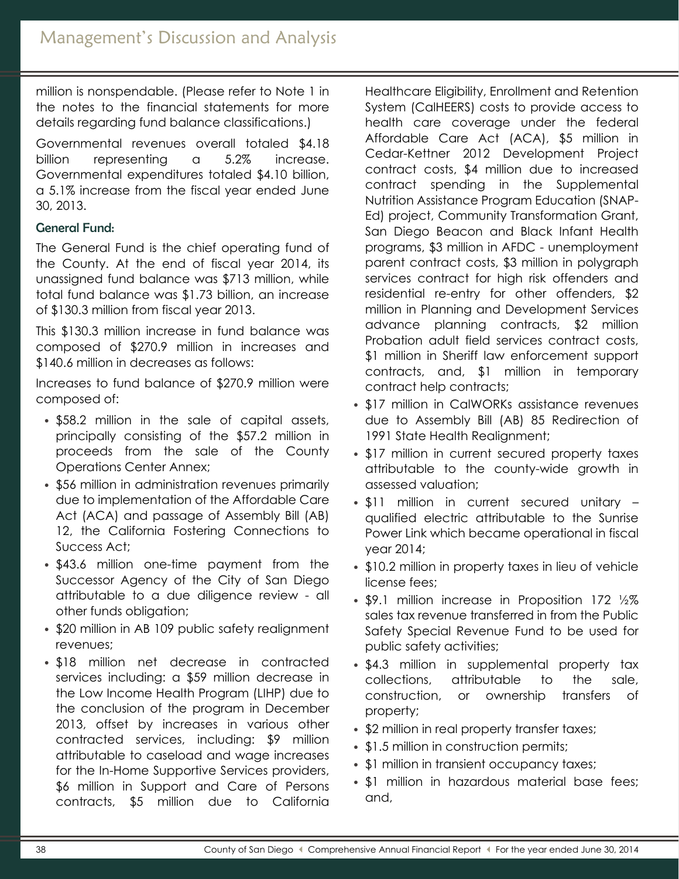million is nonspendable. (Please refer to Note 1 in the notes to the financial statements for more details regarding fund balance classifications.)

Governmental revenues overall totaled $4.18 billion representing a 5.2% increase. Governmental expenditures totaled $4.10 billion, a 5.1% increase from the fiscal year ended June 30, 2013.

### General Fund:

The General Fund is the chief operating fund of the County. At the end of fiscal year 2014, its unassigned fund balance was $713 million, while total fund balance was $1.73 billion, an increase of $130.3 million from fiscal year 2013.

This $130.3 million increase in fund balance was composed of $270.9 million in increases and $140.6 million in decreases as follows:

Increases to fund balance of $270.9 million were composed of:

- $58.2 million in the sale of capital assets, principally consisting of the $57.2 million in proceeds from the sale of the County Operations Center Annex;
- $56 million in administration revenues primarily due to implementation of the Affordable Care Act (ACA) and passage of Assembly Bill (AB) 12, the California Fostering Connections to Success Act;
- $43.6 million one-time payment from the Successor Agency of the City of San Diego attributable to a due diligence review - all other funds obligation;
- $20 million in AB 109 public safety realignment revenues;
- $18 million net decrease in contracted services including: a $59 million decrease in the Low Income Health Program (LIHP) due to the conclusion of the program in December 2013, offset by increases in various other contracted services, including: $9 million attributable to caseload and wage increases for the In-Home Supportive Services providers, $6 million in Support and Care of Persons contracts, $5 million due to California Healthcare Eligibility, Enrollment and Retention System (CalHEERS) costs to provide access to health care coverage under the federal Affordable Care Act (ACA), $5 million in Cedar-Kettner 2012 Development Project contract costs, $4 million due to increased contract spending in the Supplemental Nutrition Assistance Program Education (SNAP-Ed) project, Community Transformation Grant, San Diego Beacon and Black Infant Health programs, $3 million in AFDC - unemployment parent contract costs, $3 million in polygraph services contract for high risk offenders and residential re-entry for other offenders, $2 million in Planning and Development Services advance planning contracts, $2 million Probation adult field services contract costs, $1 million in Sheriff law enforcement support contracts, and, $1 million in temporary contract help contracts;
- $17 million in CalWORKs assistance revenues due to Assembly Bill (AB) 85 Redirection of 1991 State Health Realignment;
- $17 million in current secured property taxes attributable to the county-wide growth in assessed valuation;
- $11 million in current secured unitary – qualified electric attributable to the Sunrise Power Link which became operational in fiscal year 2014;
- $10.2 million in property taxes in lieu of vehicle license fees;
- $9.1 million increase in Proposition 172 ½% sales tax revenue transferred in from the Public Safety Special Revenue Fund to be used for public safety activities;
- $4.3 million in supplemental property tax collections, attributable to the sale, construction, or ownership transfers of property;
- $2 million in real property transfer taxes;
- $1.5 million in construction permits;
- $1 million in transient occupancy taxes;
- $1 million in hazardous material base fees; and,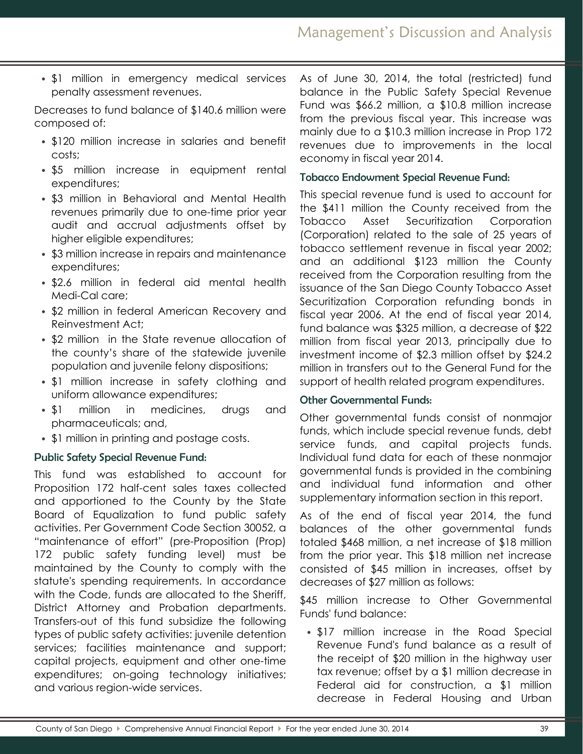- $1 million in emergency medical services penalty assessment revenues.

Decreases to fund balance of $140.6 million were composed of:

- $120 million increase in salaries and benefit costs;
- $5 million increase in equipment rental expenditures;
- $3 million in Behavioral and Mental Health revenues primarily due to one-time prior year audit and accrual adjustments offset by higher eligible expenditures;
- $3 million increase in repairs and maintenance expenditures;
- $2.6 million in federal aid mental health Medi-Cal care;
- $2 million in federal American Recovery and Reinvestment Act;
- $2 million in the State revenue allocation of the county's share of the statewide juvenile population and juvenile felony dispositions;
- $1 million increase in safety clothing and uniform allowance expenditures;
- $1 million in medicines, drugs and pharmaceuticals; and,
- $1 million in printing and postage costs.

### Public Safety Special Revenue Fund:

This fund was established to account for Proposition 172 half-cent sales taxes collected and apportioned to the County by the State Board of Equalization to fund public safety activities. Per Government Code Section 30052, a "maintenance of effort" (pre-Proposition (Prop) 172 public safety funding level) must be maintained by the County to comply with the statute's spending requirements. In accordance with the Code, funds are allocated to the Sheriff, District Attorney and Probation departments. Transfers-out of this fund subsidize the following types of public safety activities: juvenile detention services; facilities maintenance and support; capital projects, equipment and other one-time expenditures; on-going technology initiatives; and various region-wide services.

As of June 30, 2014, the total (restricted) fund balance in the Public Safety Special Revenue Fund was $66.2 million, a $10.8 million increase from the previous fiscal year. This increase was mainly due to a $10.3 million increase in Prop 172 revenues due to improvements in the local economy in fiscal year 2014.

### Tobacco Endowment Special Revenue Fund:

This special revenue fund is used to account for the $411 million the County received from the Tobacco Asset Securitization Corporation (Corporation) related to the sale of 25 years of tobacco settlement revenue in fiscal year 2002; and an additional $123 million the County received from the Corporation resulting from the issuance of the San Diego County Tobacco Asset Securitization Corporation refunding bonds in fiscal year 2006. At the end of fiscal year 2014, fund balance was $325 million, a decrease of $22 million from fiscal year 2013, principally due to investment income of $2.3 million offset by $24.2 million in transfers out to the General Fund for the support of health related program expenditures.

### Other Governmental Funds:

Other governmental funds consist of nonmajor funds, which include special revenue funds, debt service funds, and capital projects funds. Individual fund data for each of these nonmajor governmental funds is provided in the combining and individual fund information and other supplementary information section in this report.

As of the end of fiscal year 2014, the fund balances of the other governmental funds totaled $468 million, a net increase of $18 million from the prior year. This $18 million net increase consisted of $45 million in increases, offset by decreases of $27 million as follows:

$45 million increase to Other Governmental Funds' fund balance:

- $17 million increase in the Road Special Revenue Fund's fund balance as a result of the receipt of $20 million in the highway user tax revenue; offset by a $1 million decrease in Federal aid for construction, a $1 million decrease in Federal Housing and Urban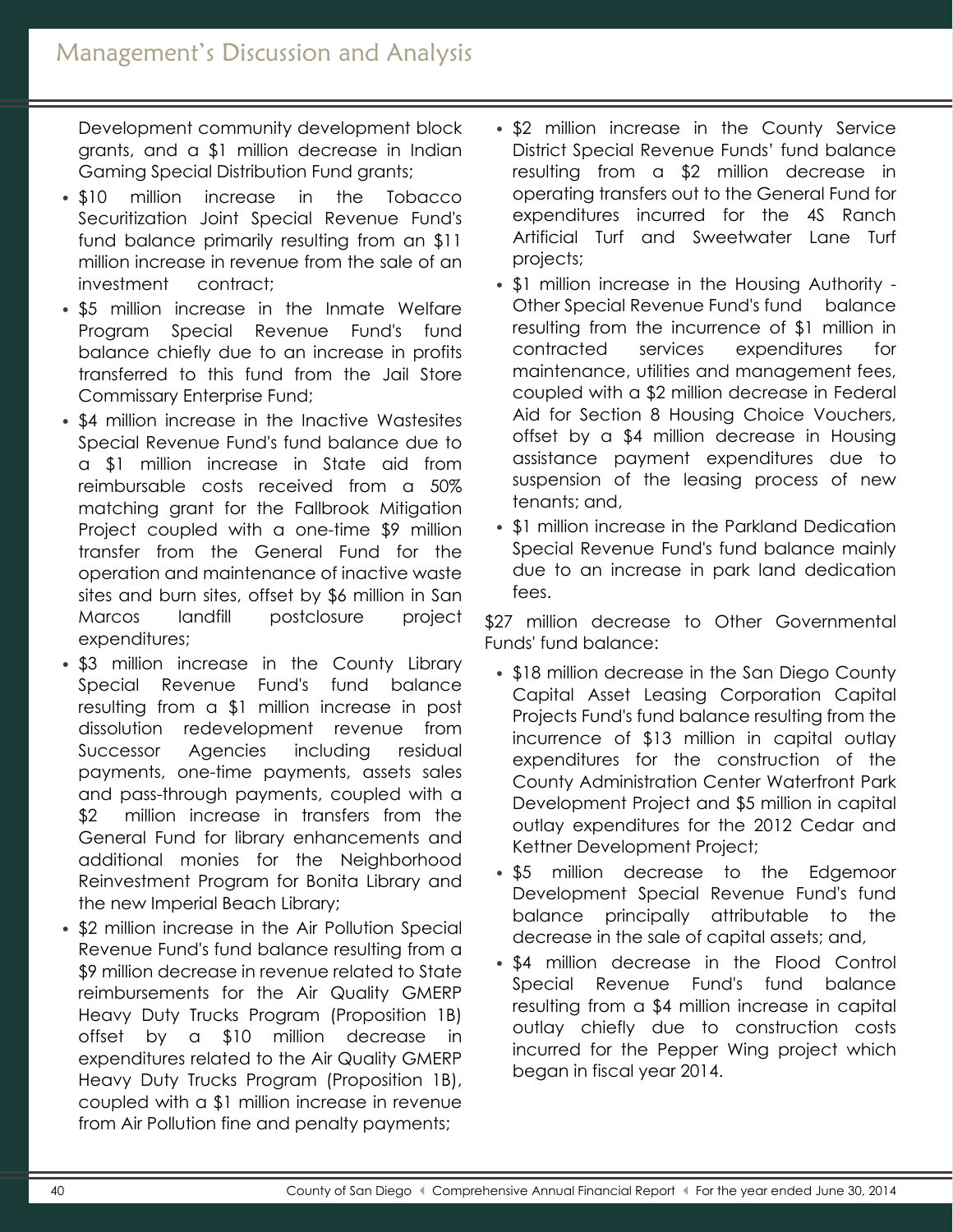Development community development block grants, and a $1 million decrease in Indian Gaming Special Distribution Fund grants;

- $10 million increase in the Tobacco Securitization Joint Special Revenue Fund's fund balance primarily resulting from an $11 million increase in revenue from the sale of an investment contract;
- $5 million increase in the Inmate Welfare Program Special Revenue Fund's fund balance chiefly due to an increase in profits transferred to this fund from the Jail Store Commissary Enterprise Fund;
- $4 million increase in the Inactive Wastesites Special Revenue Fund's fund balance due to a $1 million increase in State aid from reimbursable costs received from a 50% matching grant for the Fallbrook Mitigation Project coupled with a one-time $9 million transfer from the General Fund for the operation and maintenance of inactive waste sites and burn sites, offset by $6 million in San Marcos landfill postclosure project expenditures;
- $3 million increase in the County Library Special Revenue Fund's fund balance resulting from a $1 million increase in post dissolution redevelopment revenue from Successor Agencies including residual payments, one-time payments, assets sales and pass-through payments, coupled with a $2 million increase in transfers from the General Fund for library enhancements and additional monies for the Neighborhood Reinvestment Program for Bonita Library and the new Imperial Beach Library;
- $2 million increase in the Air Pollution Special Revenue Fund's fund balance resulting from a $9 million decrease in revenue related to State reimbursements for the Air Quality GMERP Heavy Duty Trucks Program (Proposition 1B) offset by a $10 million decrease in expenditures related to the Air Quality GMERP Heavy Duty Trucks Program (Proposition 1B), coupled with a $1 million increase in revenue from Air Pollution fine and penalty payments;
- $2 million increase in the County Service District Special Revenue Funds' fund balance resulting from a $2 million decrease in operating transfers out to the General Fund for expenditures incurred for the 4S Ranch Artificial Turf and Sweetwater Lane Turf projects;
- $1 million increase in the Housing Authority - Other Special Revenue Fund's fund balance resulting from the incurrence of $1 million in contracted services expenditures for maintenance, utilities and management fees, coupled with a $2 million decrease in Federal Aid for Section 8 Housing Choice Vouchers, offset by a $4 million decrease in Housing assistance payment expenditures due to suspension of the leasing process of new tenants; and,
- $1 million increase in the Parkland Dedication Special Revenue Fund's fund balance mainly due to an increase in park land dedication fees.

$27 million decrease to Other Governmental Funds' fund balance:

- $18 million decrease in the San Diego County Capital Asset Leasing Corporation Capital Projects Fund's fund balance resulting from the incurrence of $13 million in capital outlay expenditures for the construction of the County Administration Center Waterfront Park Development Project and $5 million in capital outlay expenditures for the 2012 Cedar and Kettner Development Project;
- $5 million decrease to the Edgemoor Development Special Revenue Fund's fund balance principally attributable to the decrease in the sale of capital assets; and,
- $4 million decrease in the Flood Control Special Revenue Fund's fund balance resulting from a $4 million increase in capital outlay chiefly due to construction costs incurred for the Pepper Wing project which began in fiscal year 2014.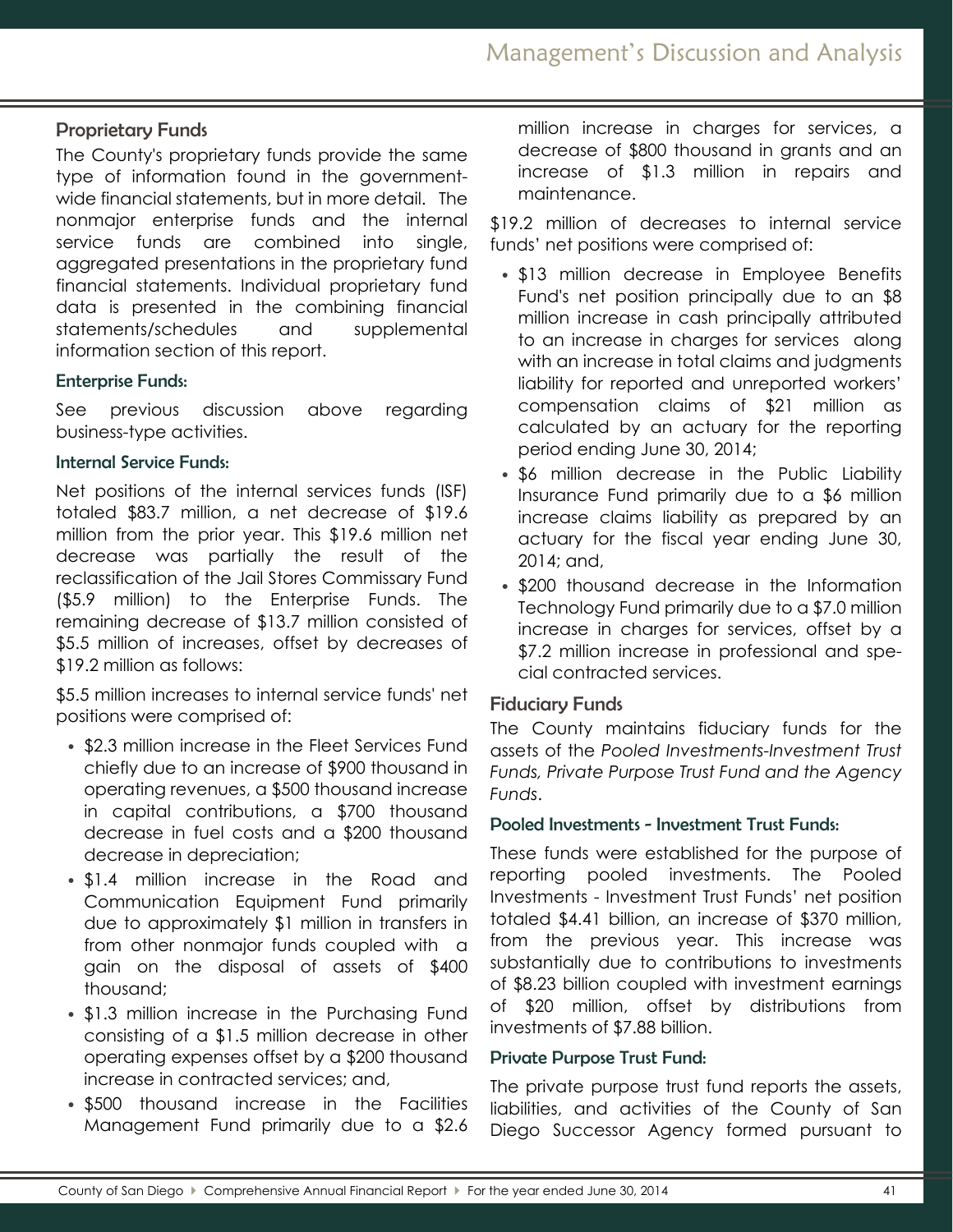## Proprietary Funds

The County's proprietary funds provide the same type of information found in the government-wide financial statements, but in more detail. The nonmajor enterprise funds and the internal service funds are combined into single, aggregated presentations in the proprietary fund financial statements. Individual proprietary fund data is presented in the combining financial statements/schedules and supplemental information section of this report.

### Enterprise Funds:

See previous discussion above regarding business-type activities.

### Internal Service Funds:

Net positions of the internal services funds (ISF) totaled $83.7 million, a net decrease of $19.6 million from the prior year. This $19.6 million net decrease was partially the result of the reclassification of the Jail Stores Commissary Fund ($5.9 million) to the Enterprise Funds. The remaining decrease of $13.7 million consisted of $5.5 million of increases, offset by decreases of $19.2 million as follows:

$5.5 million increases to internal service funds' net positions were comprised of:

- $2.3 million increase in the Fleet Services Fund chiefly due to an increase of $900 thousand in operating revenues, a $500 thousand increase in capital contributions, a $700 thousand decrease in fuel costs and a $200 thousand decrease in depreciation;
- $1.4 million increase in the Road and Communication Equipment Fund primarily due to approximately $1 million in transfers in from other nonmajor funds coupled with a gain on the disposal of assets of $400 thousand;
- $1.3 million increase in the Purchasing Fund consisting of a $1.5 million decrease in other operating expenses offset by a $200 thousand increase in contracted services; and,
- $500 thousand increase in the Facilities Management Fund primarily due to a $2.6 million increase in charges for services, a decrease of $800 thousand in grants and an increase of $1.3 million in repairs and maintenance.

$19.2 million of decreases to internal service funds' net positions were comprised of:

- $13 million decrease in Employee Benefits Fund's net position principally due to an $8 million increase in cash principally attributed to an increase in charges for services along with an increase in total claims and judgments liability for reported and unreported workers' compensation claims of $21 million as calculated by an actuary for the reporting period ending June 30, 2014;
- $6 million decrease in the Public Liability Insurance Fund primarily due to a $6 million increase claims liability as prepared by an actuary for the fiscal year ending June 30, 2014; and,
- $200 thousand decrease in the Information Technology Fund primarily due to a $7.0 million increase in charges for services, offset by a $7.2 million increase in professional and special contracted services.

## Fiduciary Funds

The County maintains fiduciary funds for the assets of the *Pooled Investments-Investment Trust Funds, Private Purpose Trust Fund and the Agency Funds*.

### Pooled Investments - Investment Trust Funds:

These funds were established for the purpose of reporting pooled investments. The Pooled Investments - Investment Trust Funds' net position totaled $4.41 billion, an increase of $370 million, from the previous year. This increase was substantially due to contributions to investments of $8.23 billion coupled with investment earnings of $20 million, offset by distributions from investments of $7.88 billion.

### Private Purpose Trust Fund:

The private purpose trust fund reports the assets, liabilities, and activities of the County of San Diego Successor Agency formed pursuant to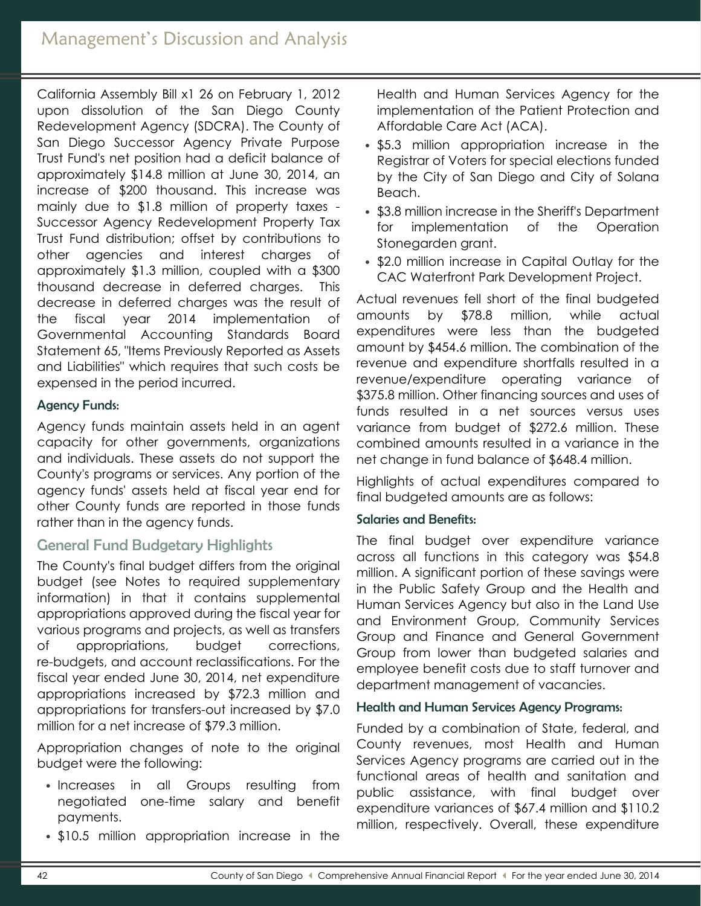California Assembly Bill x1 26 on February 1, 2012 upon dissolution of the San Diego County Redevelopment Agency (SDCRA). The County of San Diego Successor Agency Private Purpose Trust Fund's net position had a deficit balance of approximately $14.8 million at June 30, 2014, an increase of $200 thousand. This increase was mainly due to $1.8 million of property taxes - Successor Agency Redevelopment Property Tax Trust Fund distribution; offset by contributions to other agencies and interest charges of approximately $1.3 million, coupled with a $300 thousand decrease in deferred charges. This decrease in deferred charges was the result of the fiscal year 2014 implementation of Governmental Accounting Standards Board Statement 65, "Items Previously Reported as Assets and Liabilities" which requires that such costs be expensed in the period incurred.

### Agency Funds:

Agency funds maintain assets held in an agent capacity for other governments, organizations and individuals. These assets do not support the County's programs or services. Any portion of the agency funds' assets held at fiscal year end for other County funds are reported in those funds rather than in the agency funds.

## General Fund Budgetary Highlights

The County's final budget differs from the original budget (see Notes to required supplementary information) in that it contains supplemental appropriations approved during the fiscal year for various programs and projects, as well as transfers of appropriations, budget corrections, re-budgets, and account reclassifications. For the fiscal year ended June 30, 2014, net expenditure appropriations increased by $72.3 million and appropriations for transfers-out increased by $7.0 million for a net increase of $79.3 million.

Appropriation changes of note to the original budget were the following:

- Increases in all Groups resulting from negotiated one-time salary and benefit payments.
- $10.5 million appropriation increase in the Health and Human Services Agency for the implementation of the Patient Protection and Affordable Care Act (ACA).
- $5.3 million appropriation increase in the Registrar of Voters for special elections funded by the City of San Diego and City of Solana Beach.
- $3.8 million increase in the Sheriff's Department for implementation of the Operation Stonegarden grant.
- $2.0 million increase in Capital Outlay for the CAC Waterfront Park Development Project.

Actual revenues fell short of the final budgeted amounts by $78.8 million, while actual expenditures were less than the budgeted amount by $454.6 million. The combination of the revenue and expenditure shortfalls resulted in a revenue/expenditure operating variance of $375.8 million. Other financing sources and uses of funds resulted in a net sources versus uses variance from budget of $272.6 million. These combined amounts resulted in a variance in the net change in fund balance of $648.4 million.

Highlights of actual expenditures compared to final budgeted amounts are as follows:

### Salaries and Benefits:

The final budget over expenditure variance across all functions in this category was $54.8 million. A significant portion of these savings were in the Public Safety Group and the Health and Human Services Agency but also in the Land Use and Environment Group, Community Services Group and Finance and General Government Group from lower than budgeted salaries and employee benefit costs due to staff turnover and department management of vacancies.

### Health and Human Services Agency Programs:

Funded by a combination of State, federal, and County revenues, most Health and Human Services Agency programs are carried out in the functional areas of health and sanitation and public assistance, with final budget over expenditure variances of $67.4 million and $110.2 million, respectively. Overall, these expenditure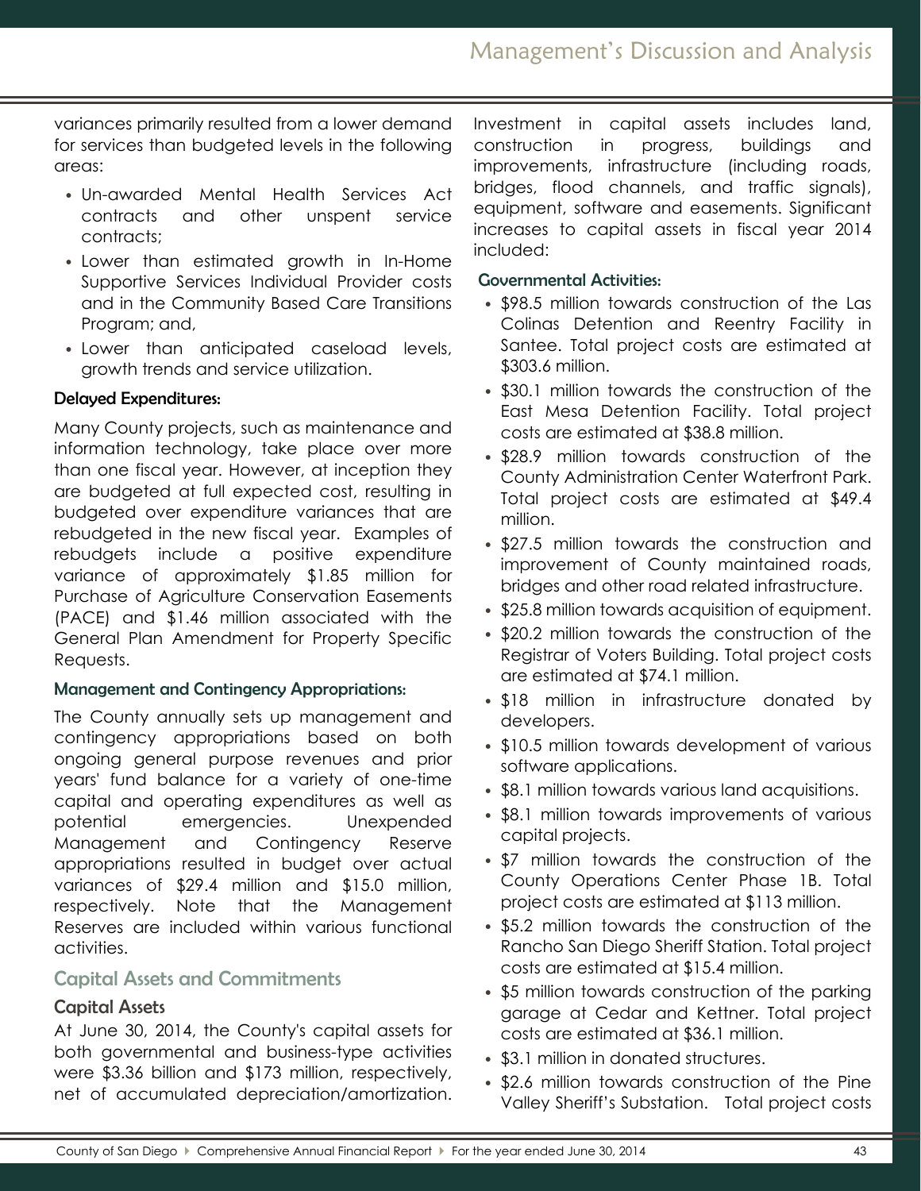variances primarily resulted from a lower demand for services than budgeted levels in the following areas:

- Un-awarded Mental Health Services Act contracts and other unspent service contracts;
- Lower than estimated growth in In-Home Supportive Services Individual Provider costs and in the Community Based Care Transitions Program; and,
- Lower than anticipated caseload levels, growth trends and service utilization.

### Delayed Expenditures:

Many County projects, such as maintenance and information technology, take place over more than one fiscal year. However, at inception they are budgeted at full expected cost, resulting in budgeted over expenditure variances that are rebudgeted in the new fiscal year. Examples of rebudgets include a positive expenditure variance of approximately $1.85 million for Purchase of Agriculture Conservation Easements (PACE) and $1.46 million associated with the General Plan Amendment for Property Specific Requests.

### Management and Contingency Appropriations:

The County annually sets up management and contingency appropriations based on both ongoing general purpose revenues and prior years' fund balance for a variety of one-time capital and operating expenditures as well as potential emergencies. Unexpended Management and Contingency Reserve appropriations resulted in budget over actual variances of $29.4 million and $15.0 million, respectively. Note that the Management Reserves are included within various functional activities.

## Capital Assets and Commitments

### Capital Assets

At June 30, 2014, the County's capital assets for both governmental and business-type activities were $3.36 billion and $173 million, respectively, net of accumulated depreciation/amortization. Investment in capital assets includes land, construction in progress, buildings and improvements, infrastructure (including roads, bridges, flood channels, and traffic signals), equipment, software and easements. Significant increases to capital assets in fiscal year 2014 included:

### Governmental Activities:

- $98.5 million towards construction of the Las Colinas Detention and Reentry Facility in Santee. Total project costs are estimated at $303.6 million.
- $30.1 million towards the construction of the East Mesa Detention Facility. Total project costs are estimated at $38.8 million.
- $28.9 million towards construction of the County Administration Center Waterfront Park. Total project costs are estimated at $49.4 million.
- $27.5 million towards the construction and improvement of County maintained roads, bridges and other road related infrastructure.
- $25.8 million towards acquisition of equipment.
- $20.2 million towards the construction of the Registrar of Voters Building. Total project costs are estimated at $74.1 million.
- $18 million in infrastructure donated by developers.
- $10.5 million towards development of various software applications.
- $8.1 million towards various land acquisitions.
- $8.1 million towards improvements of various capital projects.
- $7 million towards the construction of the County Operations Center Phase 1B. Total project costs are estimated at $113 million.
- $5.2 million towards the construction of the Rancho San Diego Sheriff Station. Total project costs are estimated at $15.4 million.
- $5 million towards construction of the parking garage at Cedar and Kettner. Total project costs are estimated at $36.1 million.
- $3.1 million in donated structures.
- $2.6 million towards construction of the Pine Valley Sheriff's Substation. Total project costs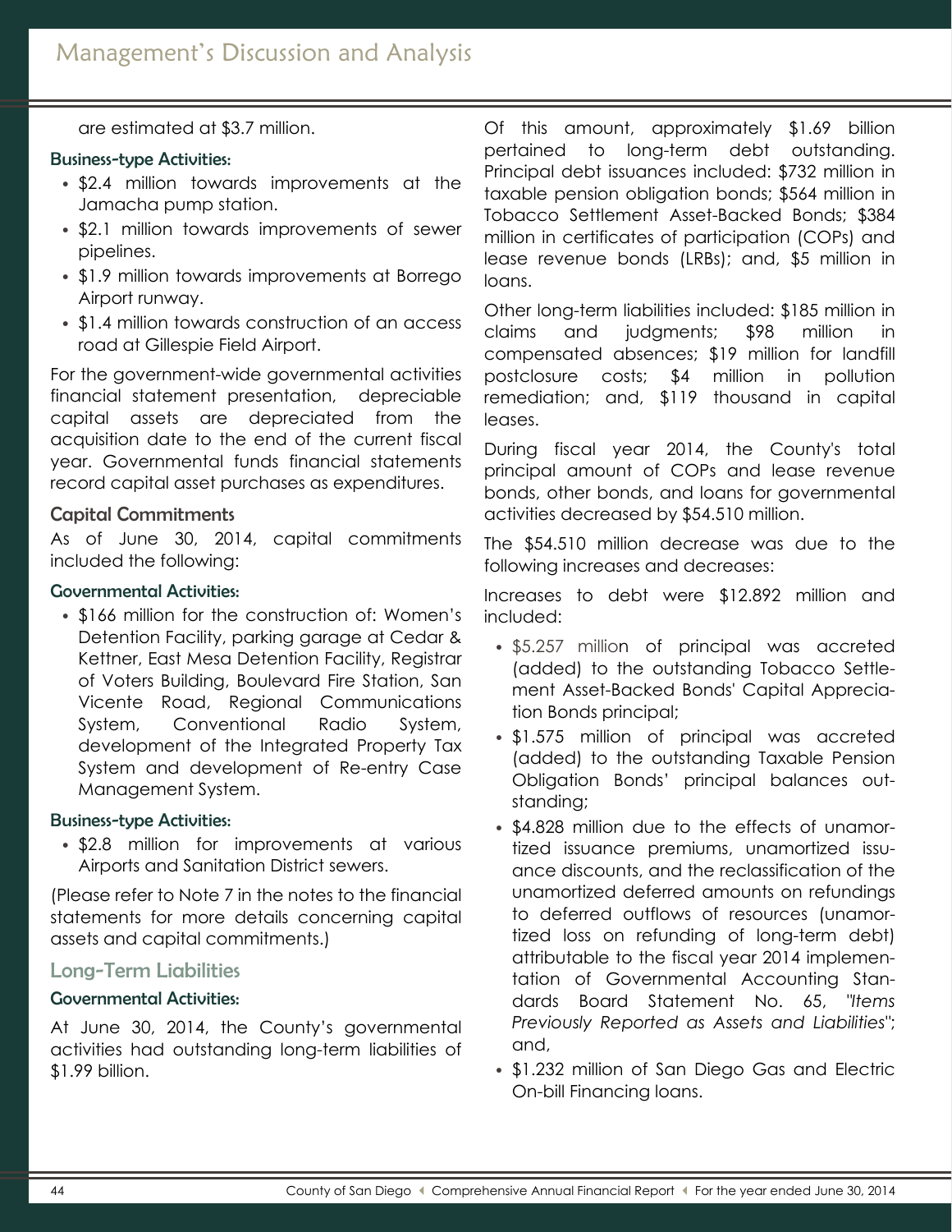are estimated at $3.7 million.

### Business-type Activities:

- $2.4 million towards improvements at the Jamacha pump station.
- $2.1 million towards improvements of sewer pipelines.
- $1.9 million towards improvements at Borrego Airport runway.
- $1.4 million towards construction of an access road at Gillespie Field Airport.

For the government-wide governmental activities financial statement presentation, depreciable capital assets are depreciated from the acquisition date to the end of the current fiscal year. Governmental funds financial statements record capital asset purchases as expenditures.

## Capital Commitments

As of June 30, 2014, capital commitments included the following:

### Governmental Activities:

- $166 million for the construction of: Women's Detention Facility, parking garage at Cedar & Kettner, East Mesa Detention Facility, Registrar of Voters Building, Boulevard Fire Station, San Vicente Road, Regional Communications System, Conventional Radio System, development of the Integrated Property Tax System and development of Re-entry Case Management System.

### Business-type Activities:

- $2.8 million for improvements at various Airports and Sanitation District sewers.

(Please refer to Note 7 in the notes to the financial statements for more details concerning capital assets and capital commitments.)

## Long-Term Liabilities

### Governmental Activities:

At June 30, 2014, the County's governmental activities had outstanding long-term liabilities of $1.99 billion.

Of this amount, approximately $1.69 billion pertained to long-term debt outstanding. Principal debt issuances included: $732 million in taxable pension obligation bonds; $564 million in Tobacco Settlement Asset-Backed Bonds; $384 million in certificates of participation (COPs) and lease revenue bonds (LRBs); and, $5 million in loans.

Other long-term liabilities included: $185 million in claims and judgments; $98 million in compensated absences; $19 million for landfill postclosure costs; $4 million in pollution remediation; and, $119 thousand in capital leases.

During fiscal year 2014, the County's total principal amount of COPs and lease revenue bonds, other bonds, and loans for governmental activities decreased by $54.510 million.

The $54.510 million decrease was due to the following increases and decreases:

Increases to debt were $12.892 million and included:

- $5.257 million of principal was accreted (added) to the outstanding Tobacco Settlement Asset-Backed Bonds' Capital Appreciation Bonds principal;
- $1.575 million of principal was accreted (added) to the outstanding Taxable Pension Obligation Bonds' principal balances outstanding;
- $4.828 million due to the effects of unamortized issuance premiums, unamortized issuance discounts, and the reclassification of the unamortized deferred amounts on refundings to deferred outflows of resources (unamortized loss on refunding of long-term debt) attributable to the fiscal year 2014 implementation of Governmental Accounting Standards Board Statement No. 65, *"Items Previously Reported as Assets and Liabilities"*; and,
- $1.232 million of San Diego Gas and Electric On-bill Financing loans.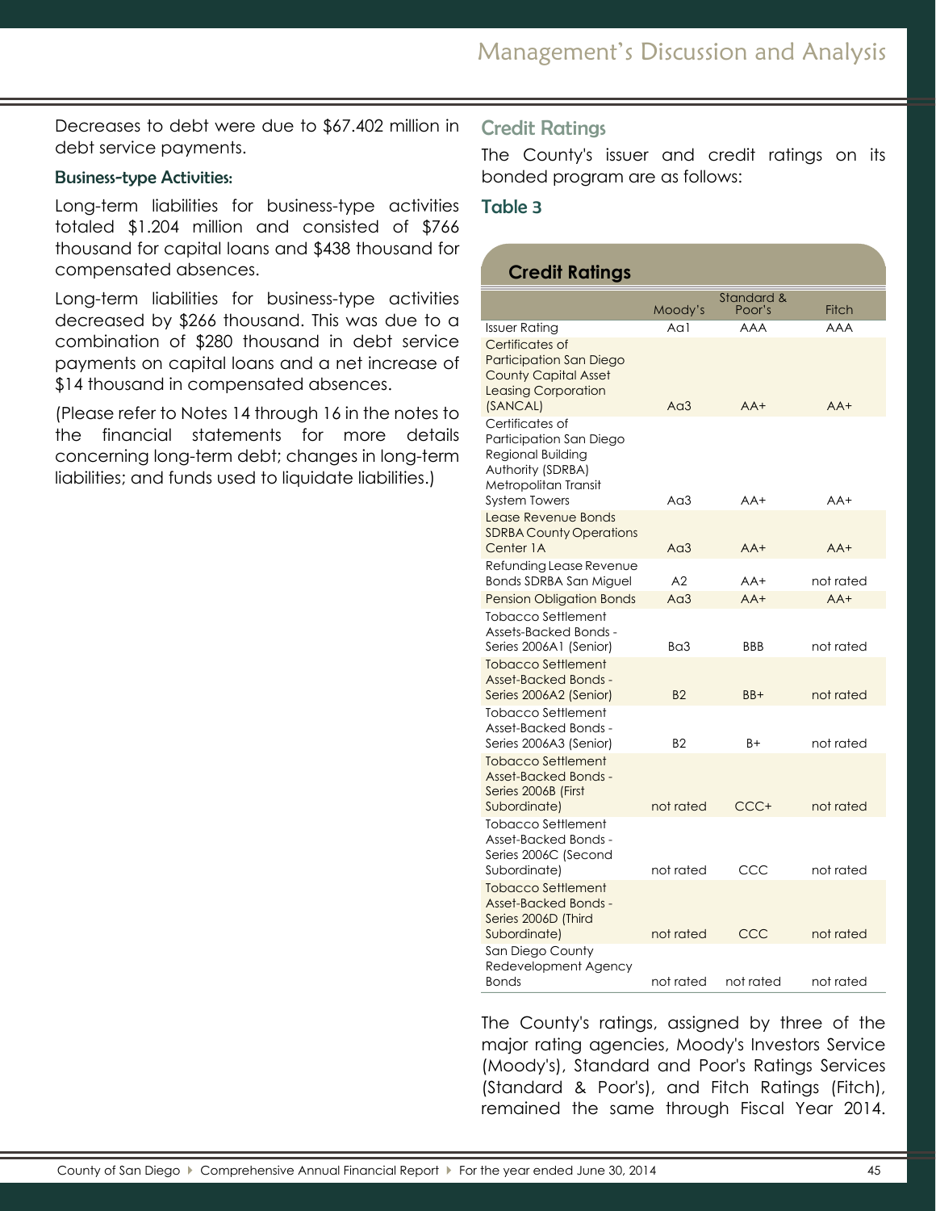Decreases to debt were due to $67.402 million in debt service payments.

### Business-type Activities:

Long-term liabilities for business-type activities totaled $1.204 million and consisted of $766 thousand for capital loans and $438 thousand for compensated absences.

Long-term liabilities for business-type activities decreased by $266 thousand. This was due to a combination of $280 thousand in debt service payments on capital loans and a net increase of $14 thousand in compensated absences.

(Please refer to Notes 14 through 16 in the notes to the financial statements for more details concerning long-term debt; changes in long-term liabilities; and funds used to liquidate liabilities.)

## Credit Ratings

The County's issuer and credit ratings on its bonded program are as follows:

### Table 3

**Credit Ratings**

| | Moody's | Standard & Poor's | Fitch |
|---|---|---|---|
| Issuer Rating | Aa1 | AAA | AAA |
| Certificates of Participation San Diego County Capital Asset Leasing Corporation (SANCAL) | Aa3 | AA+ | AA+ |
| Certificates of Participation San Diego Regional Building Authority (SDRBA) Metropolitan Transit System Towers | Aa3 | AA+ | AA+ |
| Lease Revenue Bonds SDRBA County Operations Center 1A | Aa3 | AA+ | AA+ |
| Refunding Lease Revenue Bonds SDRBA San Miguel | A2 | AA+ | not rated |
| Pension Obligation Bonds | Aa3 | AA+ | AA+ |
| Tobacco Settlement Assets-Backed Bonds - Series 2006A1 (Senior) | Ba3 | BBB | not rated |
| Tobacco Settlement Asset-Backed Bonds - Series 2006A2 (Senior) | B2 | BB+ | not rated |
| Tobacco Settlement Asset-Backed Bonds - Series 2006A3 (Senior) | B2 | B+ | not rated |
| Tobacco Settlement Asset-Backed Bonds - Series 2006B (First Subordinate) | not rated | CCC+ | not rated |
| Tobacco Settlement Asset-Backed Bonds - Series 2006C (Second Subordinate) | not rated | CCC | not rated |
| Tobacco Settlement Asset-Backed Bonds - Series 2006D (Third Subordinate) | not rated | CCC | not rated |
| San Diego County Redevelopment Agency Bonds | not rated | not rated | not rated |

The County's ratings, assigned by three of the major rating agencies, Moody's Investors Service (Moody's), Standard and Poor's Ratings Services (Standard & Poor's), and Fitch Ratings (Fitch), remained the same through Fiscal Year 2014.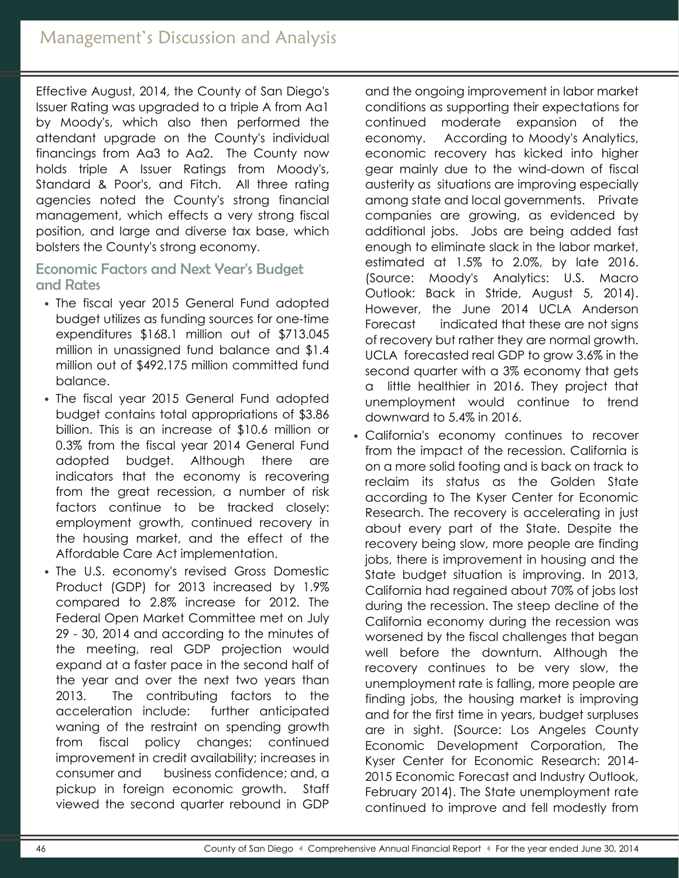Effective August, 2014, the County of San Diego's Issuer Rating was upgraded to a triple A from Aa1 by Moody's, which also then performed the attendant upgrade on the County's individual financings from Aa3 to Aa2. The County now holds triple A Issuer Ratings from Moody's, Standard & Poor's, and Fitch. All three rating agencies noted the County's strong financial management, which effects a very strong fiscal position, and large and diverse tax base, which bolsters the County's strong economy.

### Economic Factors and Next Year's Budget and Rates

- The fiscal year 2015 General Fund adopted budget utilizes as funding sources for one-time expenditures $168.1 million out of $713.045 million in unassigned fund balance and $1.4 million out of $492.175 million committed fund balance.
- The fiscal year 2015 General Fund adopted budget contains total appropriations of $3.86 billion. This is an increase of $10.6 million or 0.3% from the fiscal year 2014 General Fund adopted budget. Although there are indicators that the economy is recovering from the great recession, a number of risk factors continue to be tracked closely: employment growth, continued recovery in the housing market, and the effect of the Affordable Care Act implementation.
- The U.S. economy's revised Gross Domestic Product (GDP) for 2013 increased by 1.9% compared to 2.8% increase for 2012. The Federal Open Market Committee met on July 29 - 30, 2014 and according to the minutes of the meeting, real GDP projection would expand at a faster pace in the second half of the year and over the next two years than 2013. The contributing factors to the acceleration include: further anticipated waning of the restraint on spending growth from fiscal policy changes; continued improvement in credit availability; increases in consumer and business confidence; and, a pickup in foreign economic growth. Staff viewed the second quarter rebound in GDP and the ongoing improvement in labor market conditions as supporting their expectations for continued moderate expansion of the economy. According to Moody's Analytics, economic recovery has kicked into higher gear mainly due to the wind-down of fiscal austerity as situations are improving especially among state and local governments. Private companies are growing, as evidenced by additional jobs. Jobs are being added fast enough to eliminate slack in the labor market, estimated at 1.5% to 2.0%, by late 2016. (Source: Moody's Analytics: U.S. Macro Outlook: Back in Stride, August 5, 2014). However, the June 2014 UCLA Anderson Forecast indicated that these are not signs of recovery but rather they are normal growth. UCLA forecasted real GDP to grow 3.6% in the second quarter with a 3% economy that gets a little healthier in 2016. They project that unemployment would continue to trend downward to 5.4% in 2016.
- California's economy continues to recover from the impact of the recession. California is on a more solid footing and is back on track to reclaim its status as the Golden State according to The Kyser Center for Economic Research. The recovery is accelerating in just about every part of the State. Despite the recovery being slow, more people are finding jobs, there is improvement in housing and the State budget situation is improving. In 2013, California had regained about 70% of jobs lost during the recession. The steep decline of the California economy during the recession was worsened by the fiscal challenges that began well before the downturn. Although the recovery continues to be very slow, the unemployment rate is falling, more people are finding jobs, the housing market is improving and for the first time in years, budget surpluses are in sight. (Source: Los Angeles County Economic Development Corporation, The Kyser Center for Economic Research: 2014-2015 Economic Forecast and Industry Outlook, February 2014). The State unemployment rate continued to improve and fell modestly from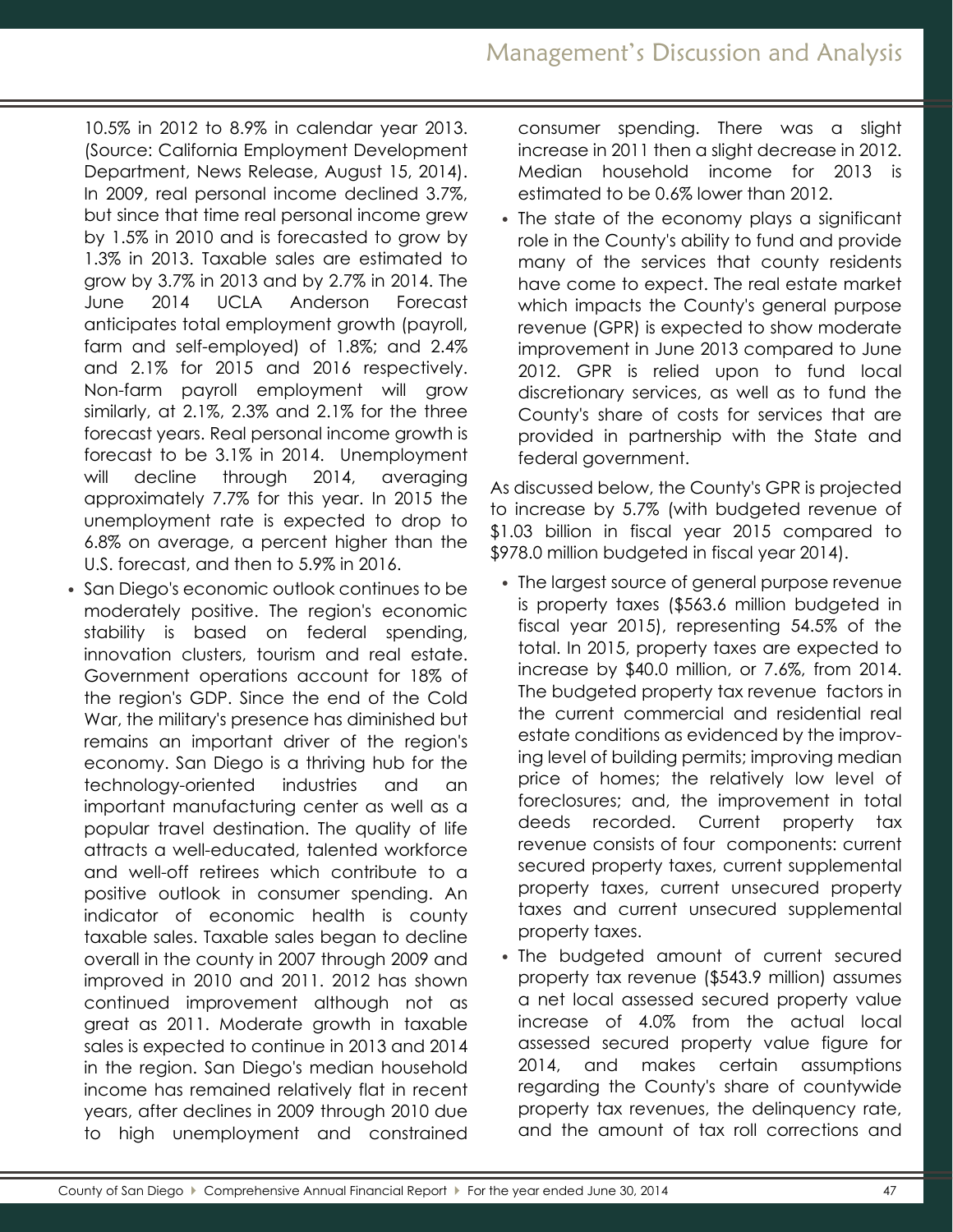10.5% in 2012 to 8.9% in calendar year 2013. (Source: California Employment Development Department, News Release, August 15, 2014). In 2009, real personal income declined 3.7%, but since that time real personal income grew by 1.5% in 2010 and is forecasted to grow by 1.3% in 2013. Taxable sales are estimated to grow by 3.7% in 2013 and by 2.7% in 2014. The June 2014 UCLA Anderson Forecast anticipates total employment growth (payroll, farm and self-employed) of 1.8%; and 2.4% and 2.1% for 2015 and 2016 respectively. Non-farm payroll employment will grow similarly, at 2.1%, 2.3% and 2.1% for the three forecast years. Real personal income growth is forecast to be 3.1% in 2014. Unemployment will decline through 2014, averaging approximately 7.7% for this year. In 2015 the unemployment rate is expected to drop to 6.8% on average, a percent higher than the U.S. forecast, and then to 5.9% in 2016.

- San Diego's economic outlook continues to be moderately positive. The region's economic stability is based on federal spending, innovation clusters, tourism and real estate. Government operations account for 18% of the region's GDP. Since the end of the Cold War, the military's presence has diminished but remains an important driver of the region's economy. San Diego is a thriving hub for the technology-oriented industries and an important manufacturing center as well as a popular travel destination. The quality of life attracts a well-educated, talented workforce and well-off retirees which contribute to a positive outlook in consumer spending. An indicator of economic health is county taxable sales. Taxable sales began to decline overall in the county in 2007 through 2009 and improved in 2010 and 2011. 2012 has shown continued improvement although not as great as 2011. Moderate growth in taxable sales is expected to continue in 2013 and 2014 in the region. San Diego's median household income has remained relatively flat in recent years, after declines in 2009 through 2010 due to high unemployment and constrained consumer spending. There was a slight increase in 2011 then a slight decrease in 2012. Median household income for 2013 is estimated to be 0.6% lower than 2012.
- The state of the economy plays a significant role in the County's ability to fund and provide many of the services that county residents have come to expect. The real estate market which impacts the County's general purpose revenue (GPR) is expected to show moderate improvement in June 2013 compared to June 2012. GPR is relied upon to fund local discretionary services, as well as to fund the County's share of costs for services that are provided in partnership with the State and federal government.

As discussed below, the County's GPR is projected to increase by 5.7% (with budgeted revenue of \$1.03 billion in fiscal year 2015 compared to \$978.0 million budgeted in fiscal year 2014).

- The largest source of general purpose revenue is property taxes (\$563.6 million budgeted in fiscal year 2015), representing 54.5% of the total. In 2015, property taxes are expected to increase by \$40.0 million, or 7.6%, from 2014. The budgeted property tax revenue factors in the current commercial and residential real estate conditions as evidenced by the improving level of building permits; improving median price of homes; the relatively low level of foreclosures; and, the improvement in total deeds recorded. Current property tax revenue consists of four components: current secured property taxes, current supplemental property taxes, current unsecured property taxes and current unsecured supplemental property taxes.
- The budgeted amount of current secured property tax revenue (\$543.9 million) assumes a net local assessed secured property value increase of 4.0% from the actual local assessed secured property value figure for 2014, and makes certain assumptions regarding the County's share of countywide property tax revenues, the delinquency rate, and the amount of tax roll corrections and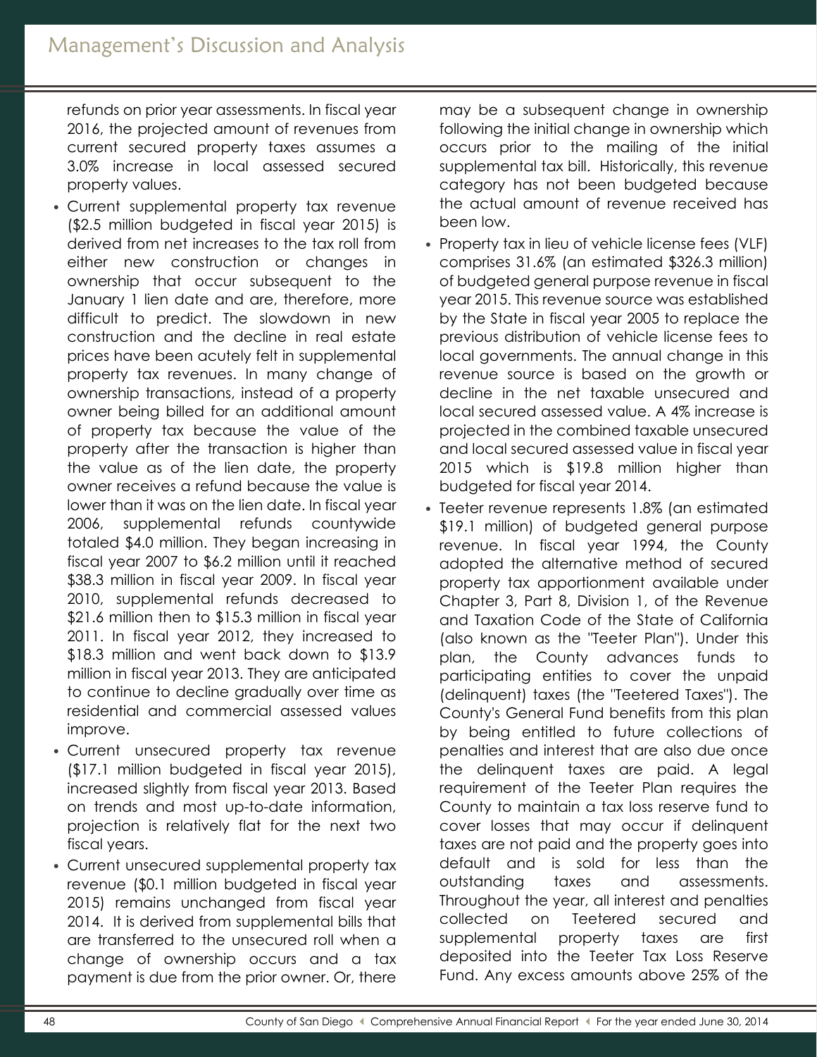refunds on prior year assessments. In fiscal year 2016, the projected amount of revenues from current secured property taxes assumes a 3.0% increase in local assessed secured property values.

- Current supplemental property tax revenue ($2.5 million budgeted in fiscal year 2015) is derived from net increases to the tax roll from either new construction or changes in ownership that occur subsequent to the January 1 lien date and are, therefore, more difficult to predict. The slowdown in new construction and the decline in real estate prices have been acutely felt in supplemental property tax revenues. In many change of ownership transactions, instead of a property owner being billed for an additional amount of property tax because the value of the property after the transaction is higher than the value as of the lien date, the property owner receives a refund because the value is lower than it was on the lien date. In fiscal year 2006, supplemental refunds countywide totaled $4.0 million. They began increasing in fiscal year 2007 to $6.2 million until it reached $38.3 million in fiscal year 2009. In fiscal year 2010, supplemental refunds decreased to $21.6 million then to $15.3 million in fiscal year 2011. In fiscal year 2012, they increased to $18.3 million and went back down to $13.9 million in fiscal year 2013. They are anticipated to continue to decline gradually over time as residential and commercial assessed values improve.
- Current unsecured property tax revenue ($17.1 million budgeted in fiscal year 2015), increased slightly from fiscal year 2013. Based on trends and most up-to-date information, projection is relatively flat for the next two fiscal years.
- Current unsecured supplemental property tax revenue ($0.1 million budgeted in fiscal year 2015) remains unchanged from fiscal year 2014. It is derived from supplemental bills that are transferred to the unsecured roll when a change of ownership occurs and a tax payment is due from the prior owner. Or, there may be a subsequent change in ownership following the initial change in ownership which occurs prior to the mailing of the initial supplemental tax bill. Historically, this revenue category has not been budgeted because the actual amount of revenue received has been low.
- Property tax in lieu of vehicle license fees (VLF) comprises 31.6% (an estimated $326.3 million) of budgeted general purpose revenue in fiscal year 2015. This revenue source was established by the State in fiscal year 2005 to replace the previous distribution of vehicle license fees to local governments. The annual change in this revenue source is based on the growth or decline in the net taxable unsecured and local secured assessed value. A 4% increase is projected in the combined taxable unsecured and local secured assessed value in fiscal year 2015 which is $19.8 million higher than budgeted for fiscal year 2014.
- Teeter revenue represents 1.8% (an estimated $19.1 million) of budgeted general purpose revenue. In fiscal year 1994, the County adopted the alternative method of secured property tax apportionment available under Chapter 3, Part 8, Division 1, of the Revenue and Taxation Code of the State of California (also known as the "Teeter Plan"). Under this plan, the County advances funds to participating entities to cover the unpaid (delinquent) taxes (the "Teetered Taxes"). The County's General Fund benefits from this plan by being entitled to future collections of penalties and interest that are also due once the delinquent taxes are paid. A legal requirement of the Teeter Plan requires the County to maintain a tax loss reserve fund to cover losses that may occur if delinquent taxes are not paid and the property goes into default and is sold for less than the outstanding taxes and assessments. Throughout the year, all interest and penalties collected on Teetered secured and supplemental property taxes are first deposited into the Teeter Tax Loss Reserve Fund. Any excess amounts above 25% of the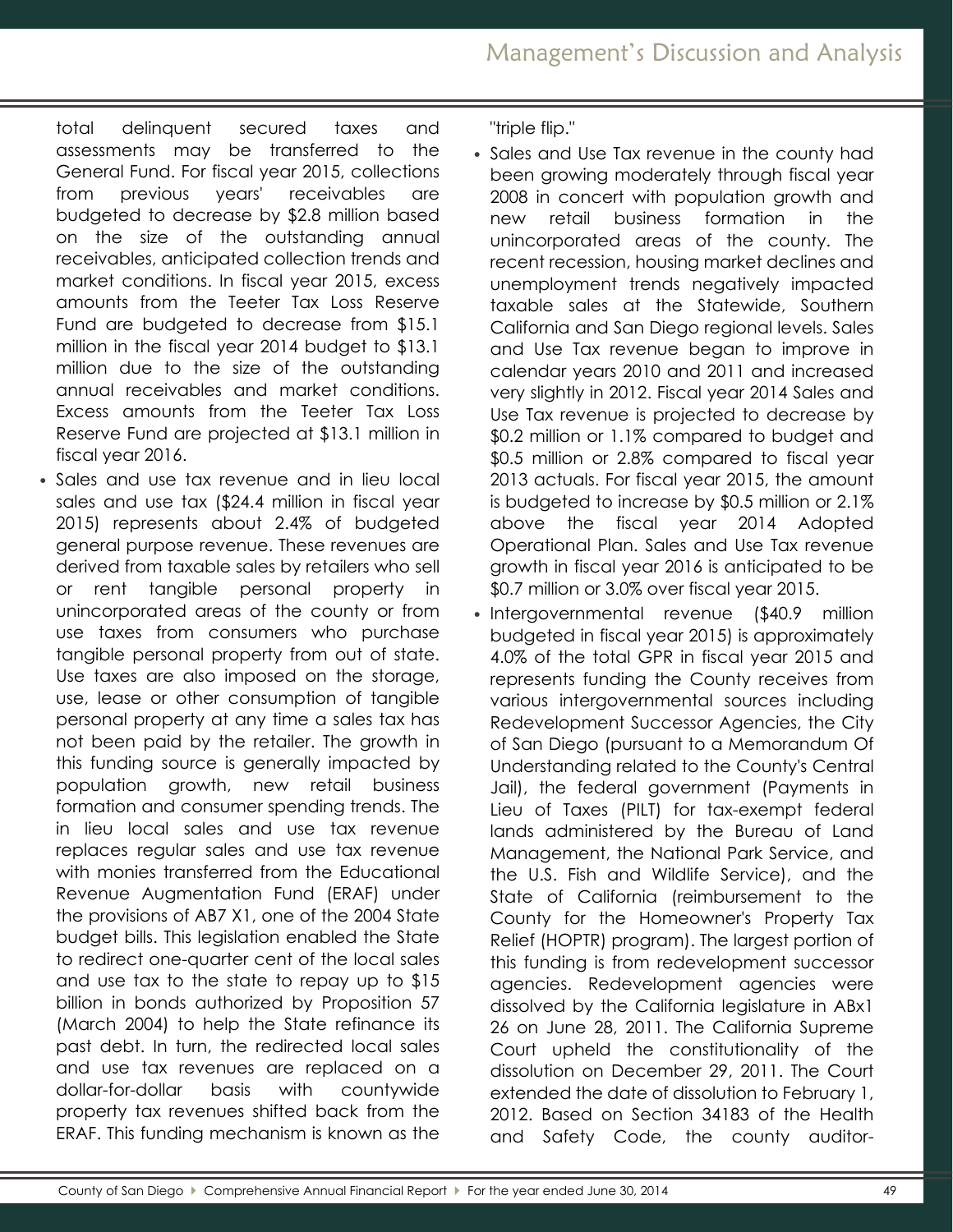total delinquent secured taxes and assessments may be transferred to the General Fund. For fiscal year 2015, collections from previous years' receivables are budgeted to decrease by $2.8 million based on the size of the outstanding annual receivables, anticipated collection trends and market conditions. In fiscal year 2015, excess amounts from the Teeter Tax Loss Reserve Fund are budgeted to decrease from $15.1 million in the fiscal year 2014 budget to $13.1 million due to the size of the outstanding annual receivables and market conditions. Excess amounts from the Teeter Tax Loss Reserve Fund are projected at $13.1 million in fiscal year 2016.

- Sales and use tax revenue and in lieu local sales and use tax ($24.4 million in fiscal year 2015) represents about 2.4% of budgeted general purpose revenue. These revenues are derived from taxable sales by retailers who sell or rent tangible personal property in unincorporated areas of the county or from use taxes from consumers who purchase tangible personal property from out of state. Use taxes are also imposed on the storage, use, lease or other consumption of tangible personal property at any time a sales tax has not been paid by the retailer. The growth in this funding source is generally impacted by population growth, new retail business formation and consumer spending trends. The in lieu local sales and use tax revenue replaces regular sales and use tax revenue with monies transferred from the Educational Revenue Augmentation Fund (ERAF) under the provisions of AB7 X1, one of the 2004 State budget bills. This legislation enabled the State to redirect one-quarter cent of the local sales and use tax to the state to repay up to $15 billion in bonds authorized by Proposition 57 (March 2004) to help the State refinance its past debt. In turn, the redirected local sales and use tax revenues are replaced on a dollar-for-dollar basis with countywide property tax revenues shifted back from the ERAF. This funding mechanism is known as the "triple flip."
- Sales and Use Tax revenue in the county had been growing moderately through fiscal year 2008 in concert with population growth and new retail business formation in the unincorporated areas of the county. The recent recession, housing market declines and unemployment trends negatively impacted taxable sales at the Statewide, Southern California and San Diego regional levels. Sales and Use Tax revenue began to improve in calendar years 2010 and 2011 and increased very slightly in 2012. Fiscal year 2014 Sales and Use Tax revenue is projected to decrease by $0.2 million or 1.1% compared to budget and $0.5 million or 2.8% compared to fiscal year 2013 actuals. For fiscal year 2015, the amount is budgeted to increase by $0.5 million or 2.1% above the fiscal year 2014 Adopted Operational Plan. Sales and Use Tax revenue growth in fiscal year 2016 is anticipated to be $0.7 million or 3.0% over fiscal year 2015.
- Intergovernmental revenue ($40.9 million budgeted in fiscal year 2015) is approximately 4.0% of the total GPR in fiscal year 2015 and represents funding the County receives from various intergovernmental sources including Redevelopment Successor Agencies, the City of San Diego (pursuant to a Memorandum Of Understanding related to the County's Central Jail), the federal government (Payments in Lieu of Taxes (PILT) for tax-exempt federal lands administered by the Bureau of Land Management, the National Park Service, and the U.S. Fish and Wildlife Service), and the State of California (reimbursement to the County for the Homeowner's Property Tax Relief (HOPTR) program). The largest portion of this funding is from redevelopment successor agencies. Redevelopment agencies were dissolved by the California legislature in ABx1 26 on June 28, 2011. The California Supreme Court upheld the constitutionality of the dissolution on December 29, 2011. The Court extended the date of dissolution to February 1, 2012. Based on Section 34183 of the Health and Safety Code, the county auditor-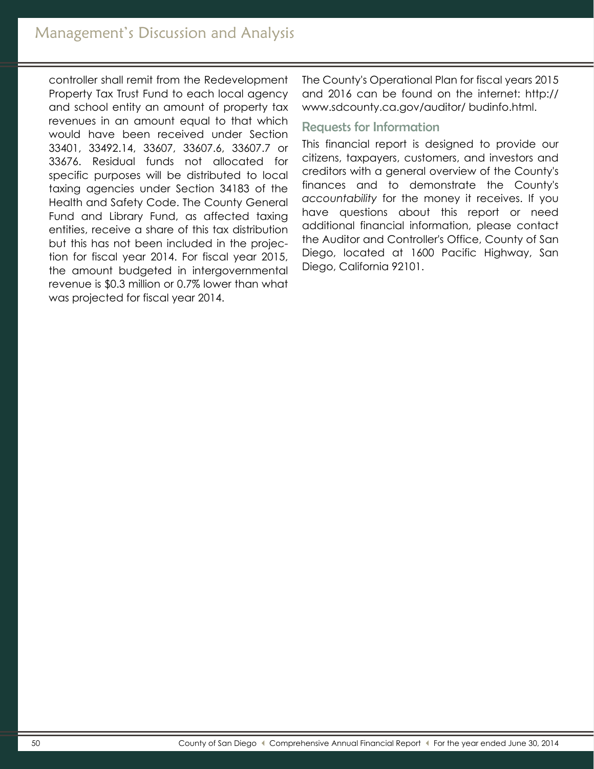controller shall remit from the Redevelopment Property Tax Trust Fund to each local agency and school entity an amount of property tax revenues in an amount equal to that which would have been received under Section 33401, 33492.14, 33607, 33607.6, 33607.7 or 33676. Residual funds not allocated for specific purposes will be distributed to local taxing agencies under Section 34183 of the Health and Safety Code. The County General Fund and Library Fund, as affected taxing entities, receive a share of this tax distribution but this has not been included in the projection for fiscal year 2014. For fiscal year 2015, the amount budgeted in intergovernmental revenue is \$0.3 million or 0.7% lower than what was projected for fiscal year 2014.

The County's Operational Plan for fiscal years 2015 and 2016 can be found on the internet: http://www.sdcounty.ca.gov/auditor/ budinfo.html.

## Requests for Information

This financial report is designed to provide our citizens, taxpayers, customers, and investors and creditors with a general overview of the County's finances and to demonstrate the County's *accountability* for the money it receives. If you have questions about this report or need additional financial information, please contact the Auditor and Controller's Office, County of San Diego, located at 1600 Pacific Highway, San Diego, California 92101.